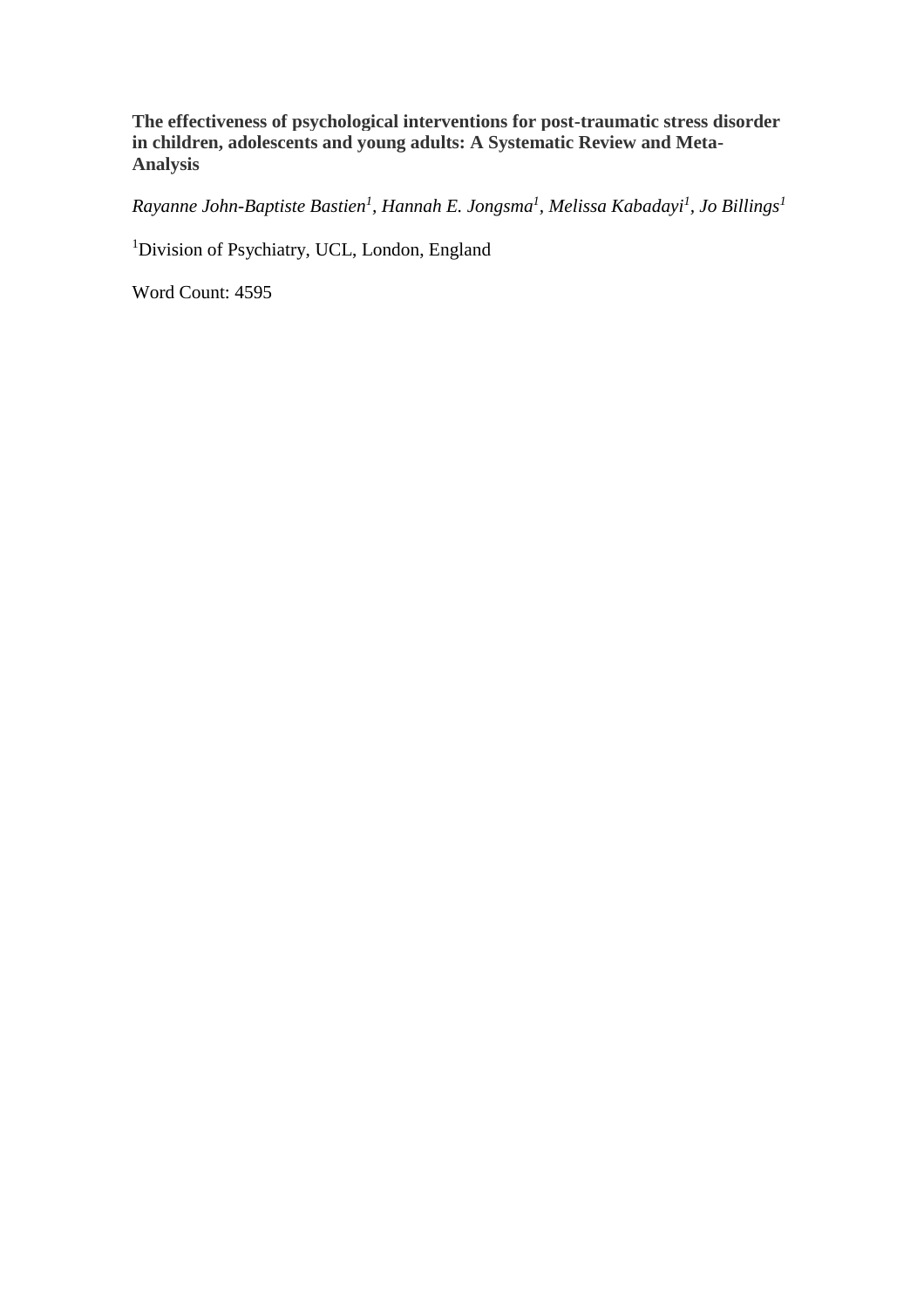# The effectiveness of psychological interventions for post-traumatic stress disorder in children, adolescents and young adults: A Systematic Review and Meta-Analysis

*Rayanne John-Baptiste Bastien[1], Hannah E. Jongsma[1], Melissa Kabadayi[1], Jo Billings[1]*

[1]Division of Psychiatry, UCL, London, England

Word Count: 4595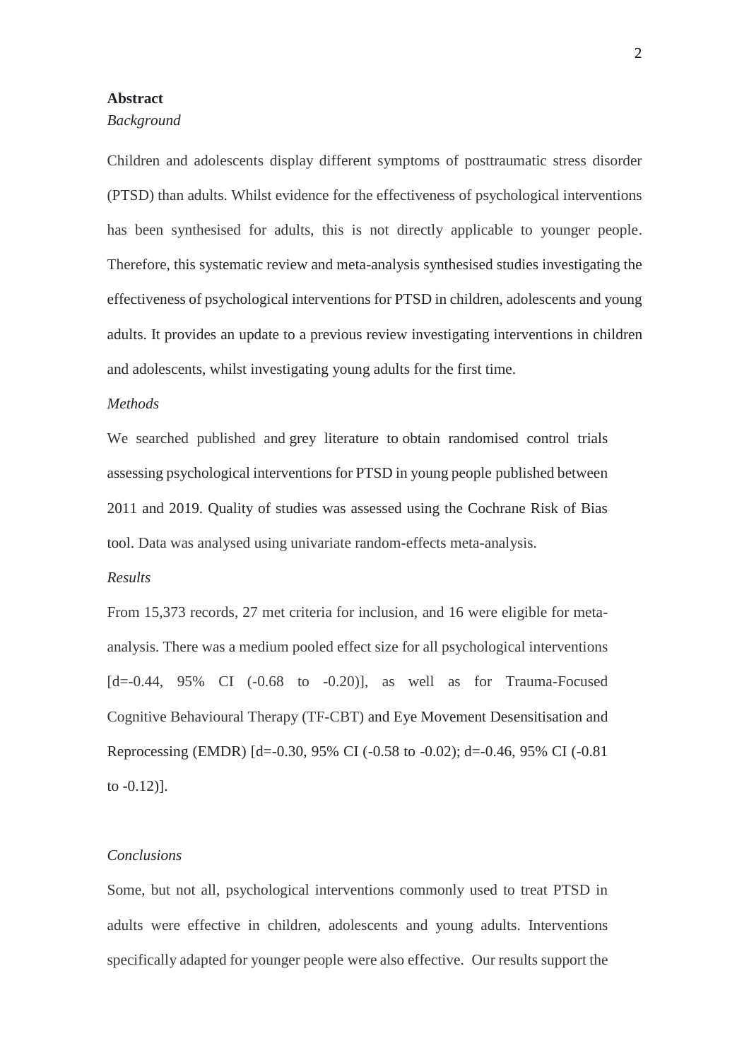## Abstract

*Background*

Children and adolescents display different symptoms of posttraumatic stress disorder (PTSD) than adults. Whilst evidence for the effectiveness of psychological interventions has been synthesised for adults, this is not directly applicable to younger people. Therefore, this systematic review and meta-analysis synthesised studies investigating the effectiveness of psychological interventions for PTSD in children, adolescents and young adults. It provides an update to a previous review investigating interventions in children and adolescents, whilst investigating young adults for the first time.

*Methods*

We searched published and grey literature to obtain randomised control trials assessing psychological interventions for PTSD in young people published between 2011 and 2019. Quality of studies was assessed using the Cochrane Risk of Bias tool. Data was analysed using univariate random-effects meta-analysis.

*Results*

From 15,373 records, 27 met criteria for inclusion, and 16 were eligible for meta-analysis. There was a medium pooled effect size for all psychological interventions [d=-0.44, 95% CI (-0.68 to -0.20)], as well as for Trauma-Focused Cognitive Behavioural Therapy (TF-CBT) and Eye Movement Desensitisation and Reprocessing (EMDR) [d=-0.30, 95% CI (-0.58 to -0.02); d=-0.46, 95% CI (-0.81 to -0.12)].

*Conclusions*

Some, but not all, psychological interventions commonly used to treat PTSD in adults were effective in children, adolescents and young adults. Interventions specifically adapted for younger people were also effective. Our results support the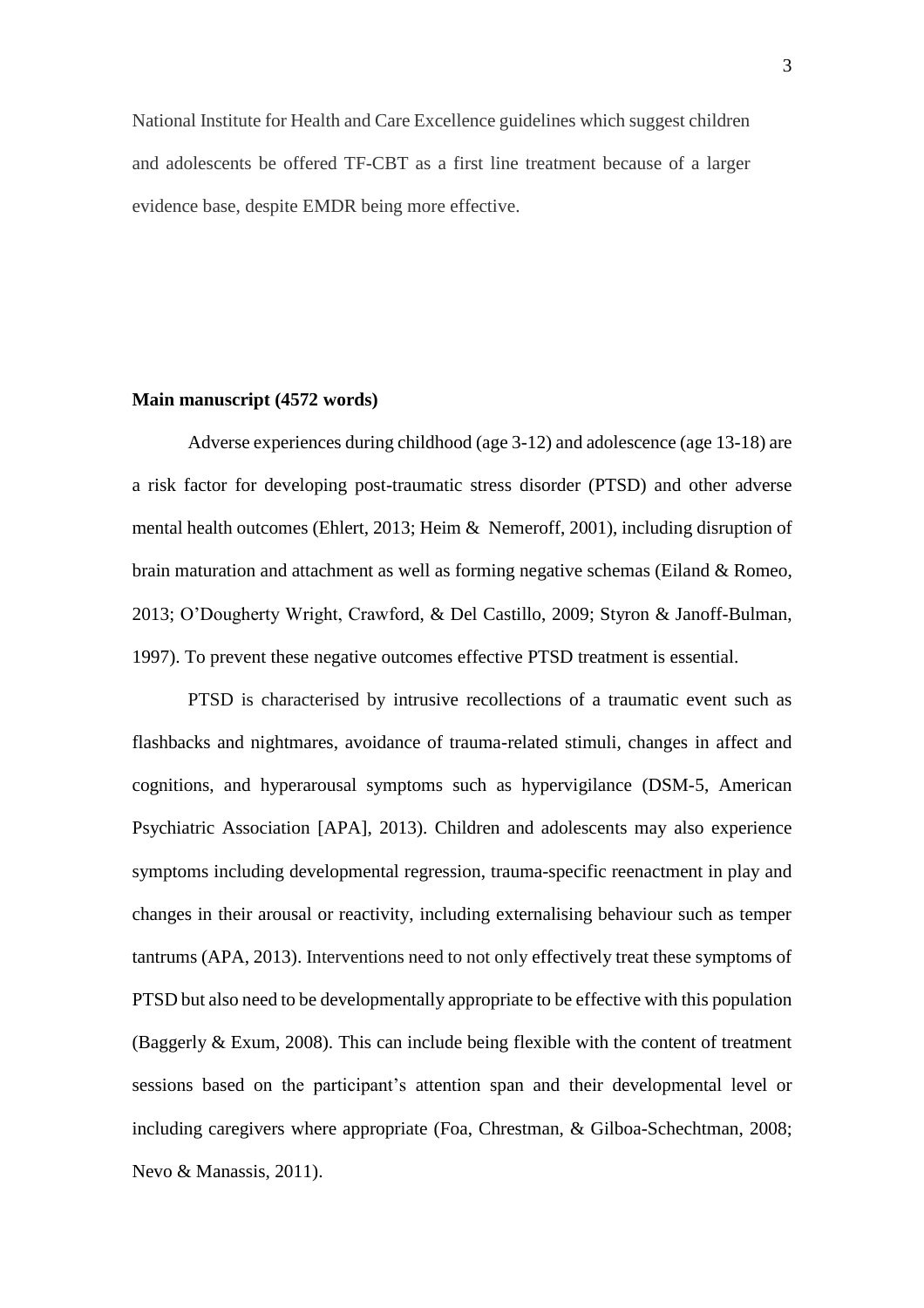National Institute for Health and Care Excellence guidelines which suggest children and adolescents be offered TF-CBT as a first line treatment because of a larger evidence base, despite EMDR being more effective.

**Main manuscript (4572 words)**

Adverse experiences during childhood (age 3-12) and adolescence (age 13-18) are a risk factor for developing post-traumatic stress disorder (PTSD) and other adverse mental health outcomes (Ehlert, 2013; Heim & Nemeroff, 2001), including disruption of brain maturation and attachment as well as forming negative schemas (Eiland & Romeo, 2013; O'Dougherty Wright, Crawford, & Del Castillo, 2009; Styron & Janoff-Bulman, 1997). To prevent these negative outcomes effective PTSD treatment is essential.

PTSD is characterised by intrusive recollections of a traumatic event such as flashbacks and nightmares, avoidance of trauma-related stimuli, changes in affect and cognitions, and hyperarousal symptoms such as hypervigilance (DSM-5, American Psychiatric Association [APA], 2013). Children and adolescents may also experience symptoms including developmental regression, trauma-specific reenactment in play and changes in their arousal or reactivity, including externalising behaviour such as temper tantrums (APA, 2013). Interventions need to not only effectively treat these symptoms of PTSD but also need to be developmentally appropriate to be effective with this population (Baggerly & Exum, 2008). This can include being flexible with the content of treatment sessions based on the participant's attention span and their developmental level or including caregivers where appropriate (Foa, Chrestman, & Gilboa-Schechtman, 2008; Nevo & Manassis, 2011).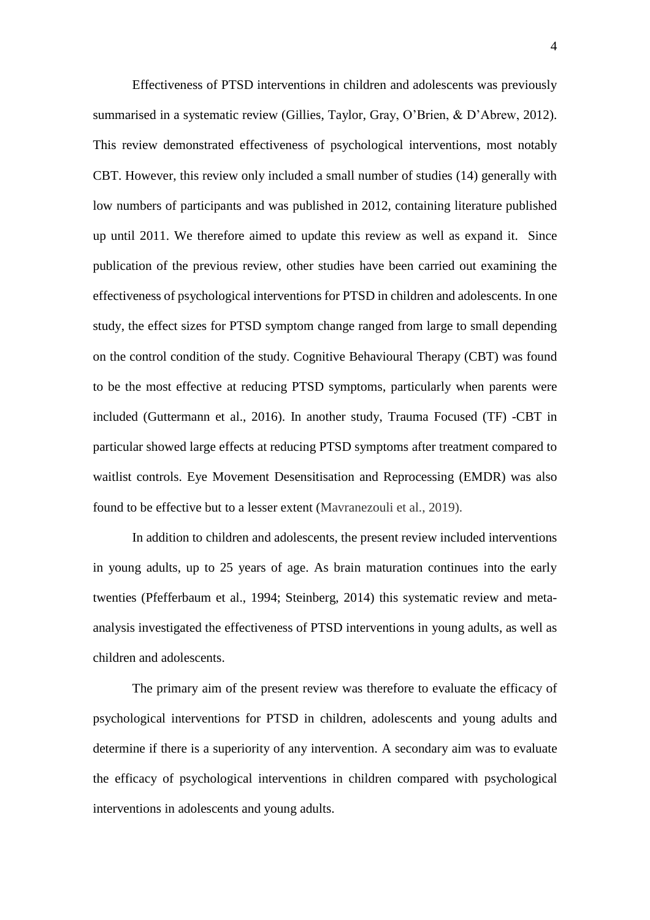Effectiveness of PTSD interventions in children and adolescents was previously summarised in a systematic review (Gillies, Taylor, Gray, O'Brien, & D'Abrew, 2012). This review demonstrated effectiveness of psychological interventions, most notably CBT. However, this review only included a small number of studies (14) generally with low numbers of participants and was published in 2012, containing literature published up until 2011. We therefore aimed to update this review as well as expand it. Since publication of the previous review, other studies have been carried out examining the effectiveness of psychological interventions for PTSD in children and adolescents. In one study, the effect sizes for PTSD symptom change ranged from large to small depending on the control condition of the study. Cognitive Behavioural Therapy (CBT) was found to be the most effective at reducing PTSD symptoms, particularly when parents were included (Guttermann et al., 2016). In another study, Trauma Focused (TF) -CBT in particular showed large effects at reducing PTSD symptoms after treatment compared to waitlist controls. Eye Movement Desensitisation and Reprocessing (EMDR) was also found to be effective but to a lesser extent (Mavranezouli et al., 2019).

In addition to children and adolescents, the present review included interventions in young adults, up to 25 years of age. As brain maturation continues into the early twenties (Pfefferbaum et al., 1994; Steinberg, 2014) this systematic review and meta-analysis investigated the effectiveness of PTSD interventions in young adults, as well as children and adolescents.

The primary aim of the present review was therefore to evaluate the efficacy of psychological interventions for PTSD in children, adolescents and young adults and determine if there is a superiority of any intervention. A secondary aim was to evaluate the efficacy of psychological interventions in children compared with psychological interventions in adolescents and young adults.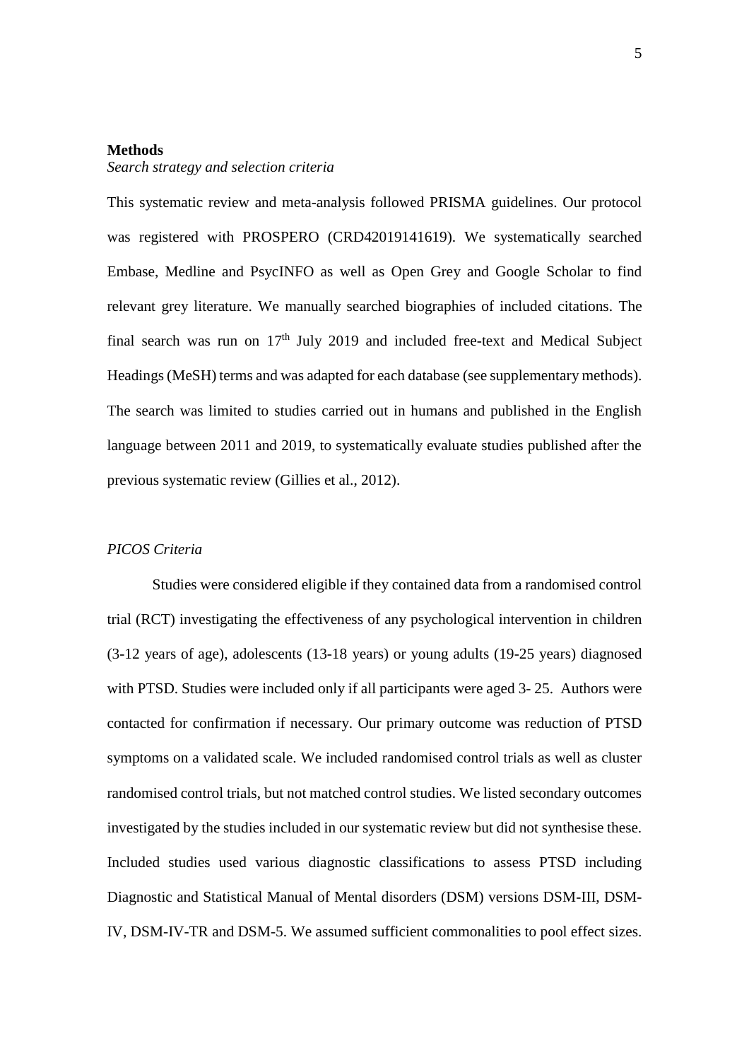**Methods**

*Search strategy and selection criteria*

This systematic review and meta-analysis followed PRISMA guidelines. Our protocol was registered with PROSPERO (CRD42019141619). We systematically searched Embase, Medline and PsycINFO as well as Open Grey and Google Scholar to find relevant grey literature. We manually searched biographies of included citations. The final search was run on 17th July 2019 and included free-text and Medical Subject Headings (MeSH) terms and was adapted for each database (see supplementary methods). The search was limited to studies carried out in humans and published in the English language between 2011 and 2019, to systematically evaluate studies published after the previous systematic review (Gillies et al., 2012).

*PICOS Criteria*

Studies were considered eligible if they contained data from a randomised control trial (RCT) investigating the effectiveness of any psychological intervention in children (3-12 years of age), adolescents (13-18 years) or young adults (19-25 years) diagnosed with PTSD. Studies were included only if all participants were aged 3- 25. Authors were contacted for confirmation if necessary. Our primary outcome was reduction of PTSD symptoms on a validated scale. We included randomised control trials as well as cluster randomised control trials, but not matched control studies. We listed secondary outcomes investigated by the studies included in our systematic review but did not synthesise these. Included studies used various diagnostic classifications to assess PTSD including Diagnostic and Statistical Manual of Mental disorders (DSM) versions DSM-III, DSM-IV, DSM-IV-TR and DSM-5. We assumed sufficient commonalities to pool effect sizes.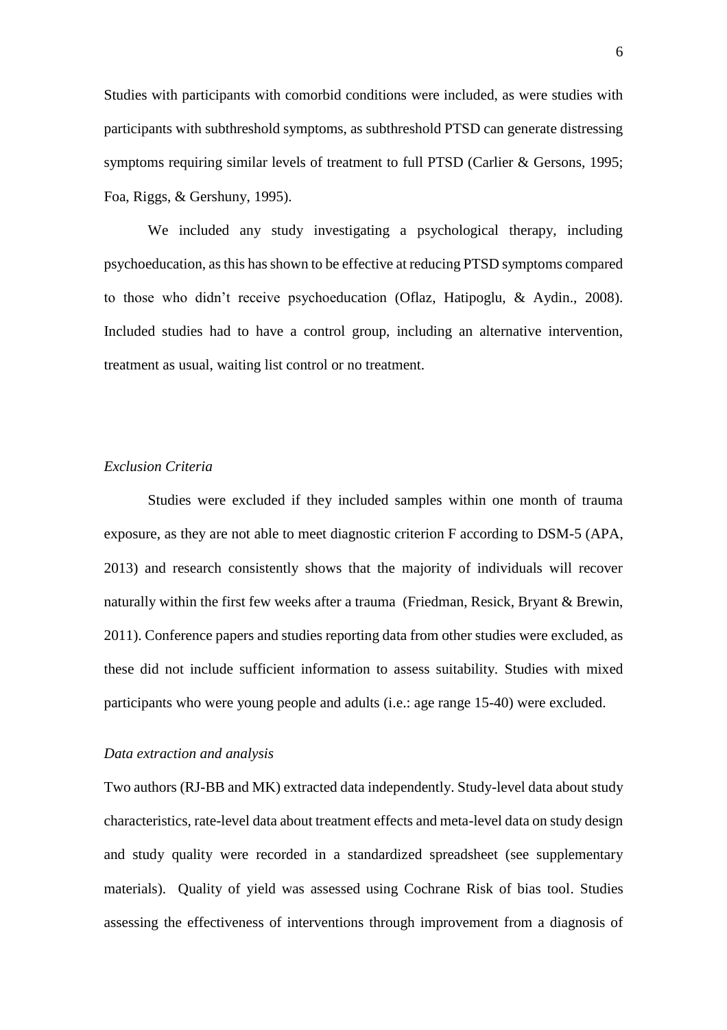Studies with participants with comorbid conditions were included, as were studies with participants with subthreshold symptoms, as subthreshold PTSD can generate distressing symptoms requiring similar levels of treatment to full PTSD (Carlier & Gersons, 1995; Foa, Riggs, & Gershuny, 1995).

We included any study investigating a psychological therapy, including psychoeducation, as this has shown to be effective at reducing PTSD symptoms compared to those who didn't receive psychoeducation (Oflaz, Hatipoglu, & Aydin., 2008). Included studies had to have a control group, including an alternative intervention, treatment as usual, waiting list control or no treatment.

*Exclusion Criteria*

Studies were excluded if they included samples within one month of trauma exposure, as they are not able to meet diagnostic criterion F according to DSM-5 (APA, 2013) and research consistently shows that the majority of individuals will recover naturally within the first few weeks after a trauma (Friedman, Resick, Bryant & Brewin, 2011). Conference papers and studies reporting data from other studies were excluded, as these did not include sufficient information to assess suitability. Studies with mixed participants who were young people and adults (i.e.: age range 15-40) were excluded.

*Data extraction and analysis*

Two authors (RJ-BB and MK) extracted data independently. Study-level data about study characteristics, rate-level data about treatment effects and meta-level data on study design and study quality were recorded in a standardized spreadsheet (see supplementary materials). Quality of yield was assessed using Cochrane Risk of bias tool. Studies assessing the effectiveness of interventions through improvement from a diagnosis of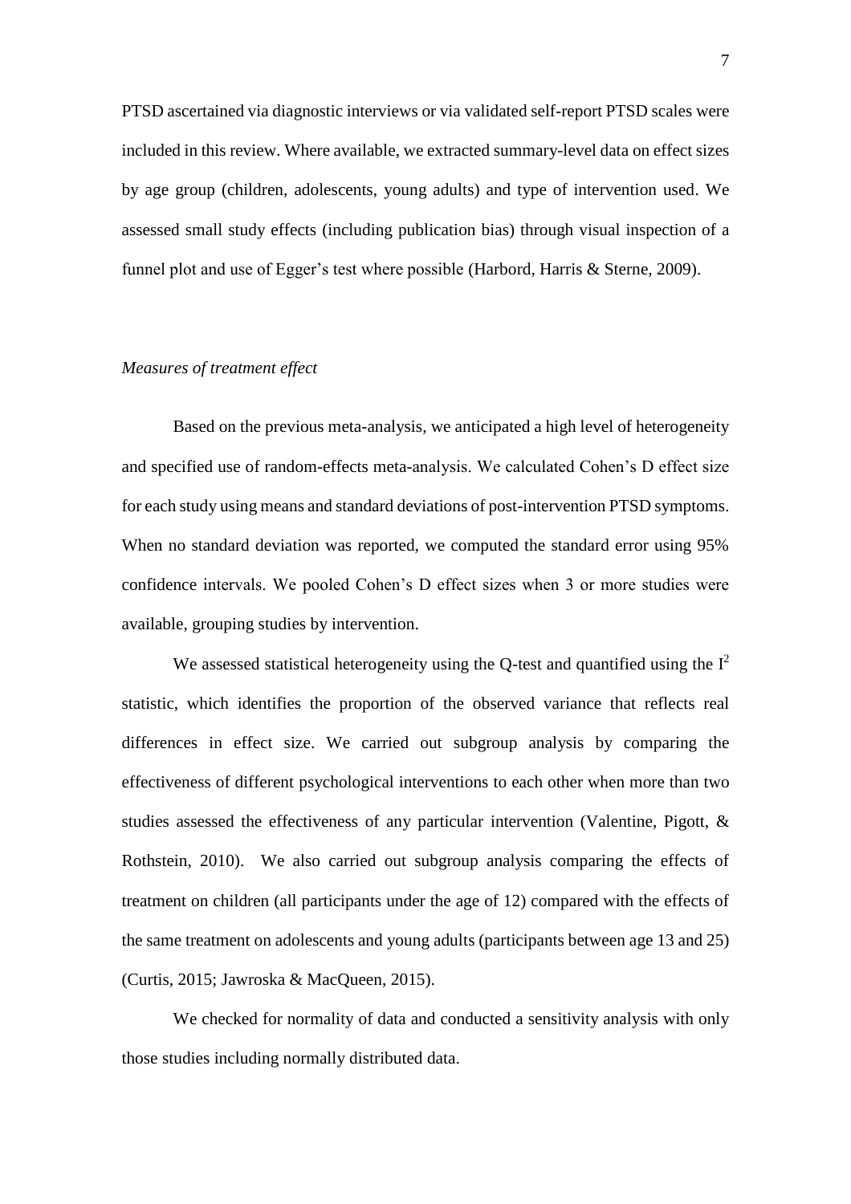PTSD ascertained via diagnostic interviews or via validated self-report PTSD scales were included in this review. Where available, we extracted summary-level data on effect sizes by age group (children, adolescents, young adults) and type of intervention used. We assessed small study effects (including publication bias) through visual inspection of a funnel plot and use of Egger's test where possible (Harbord, Harris & Sterne, 2009).

*Measures of treatment effect*

Based on the previous meta-analysis, we anticipated a high level of heterogeneity and specified use of random-effects meta-analysis. We calculated Cohen's D effect size for each study using means and standard deviations of post-intervention PTSD symptoms. When no standard deviation was reported, we computed the standard error using 95% confidence intervals. We pooled Cohen's D effect sizes when 3 or more studies were available, grouping studies by intervention.

We assessed statistical heterogeneity using the Q-test and quantified using the $I^2$ statistic, which identifies the proportion of the observed variance that reflects real differences in effect size. We carried out subgroup analysis by comparing the effectiveness of different psychological interventions to each other when more than two studies assessed the effectiveness of any particular intervention (Valentine, Pigott, & Rothstein, 2010). We also carried out subgroup analysis comparing the effects of treatment on children (all participants under the age of 12) compared with the effects of the same treatment on adolescents and young adults (participants between age 13 and 25) (Curtis, 2015; Jawroska & MacQueen, 2015).

We checked for normality of data and conducted a sensitivity analysis with only those studies including normally distributed data.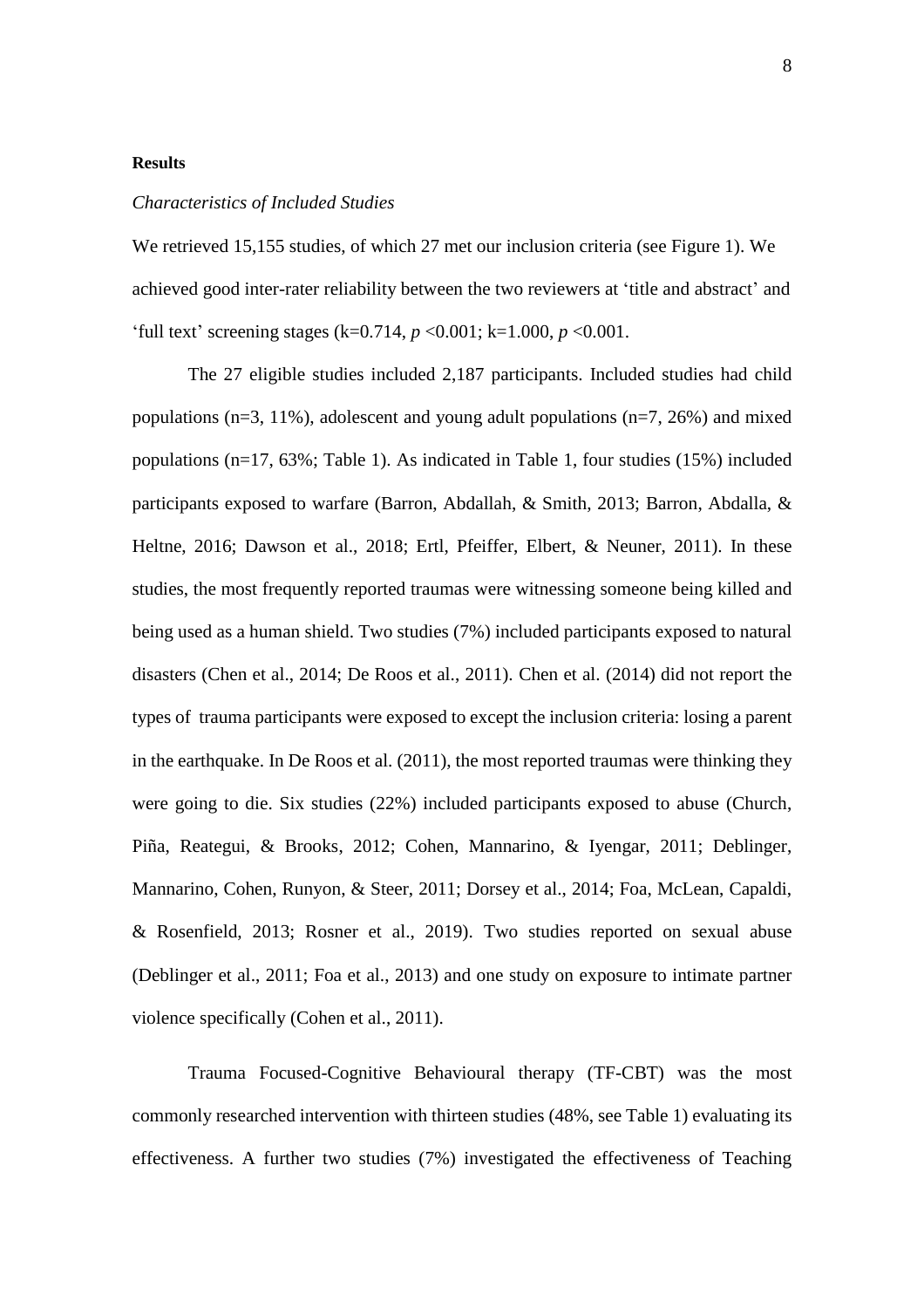**Results**

*Characteristics of Included Studies*

We retrieved 15,155 studies, of which 27 met our inclusion criteria (see Figure 1). We achieved good inter-rater reliability between the two reviewers at 'title and abstract' and 'full text' screening stages (k=0.714, $p$ <0.001; k=1.000, $p$ <0.001.

The 27 eligible studies included 2,187 participants. Included studies had child populations (n=3, 11%), adolescent and young adult populations (n=7, 26%) and mixed populations (n=17, 63%; Table 1). As indicated in Table 1, four studies (15%) included participants exposed to warfare (Barron, Abdallah, & Smith, 2013; Barron, Abdalla, & Heltne, 2016; Dawson et al., 2018; Ertl, Pfeiffer, Elbert, & Neuner, 2011). In these studies, the most frequently reported traumas were witnessing someone being killed and being used as a human shield. Two studies (7%) included participants exposed to natural disasters (Chen et al., 2014; De Roos et al., 2011). Chen et al. (2014) did not report the types of trauma participants were exposed to except the inclusion criteria: losing a parent in the earthquake. In De Roos et al. (2011), the most reported traumas were thinking they were going to die. Six studies (22%) included participants exposed to abuse (Church, Piña, Reategui, & Brooks, 2012; Cohen, Mannarino, & Iyengar, 2011; Deblinger, Mannarino, Cohen, Runyon, & Steer, 2011; Dorsey et al., 2014; Foa, McLean, Capaldi, & Rosenfield, 2013; Rosner et al., 2019). Two studies reported on sexual abuse (Deblinger et al., 2011; Foa et al., 2013) and one study on exposure to intimate partner violence specifically (Cohen et al., 2011).

Trauma Focused-Cognitive Behavioural therapy (TF-CBT) was the most commonly researched intervention with thirteen studies (48%, see Table 1) evaluating its effectiveness. A further two studies (7%) investigated the effectiveness of Teaching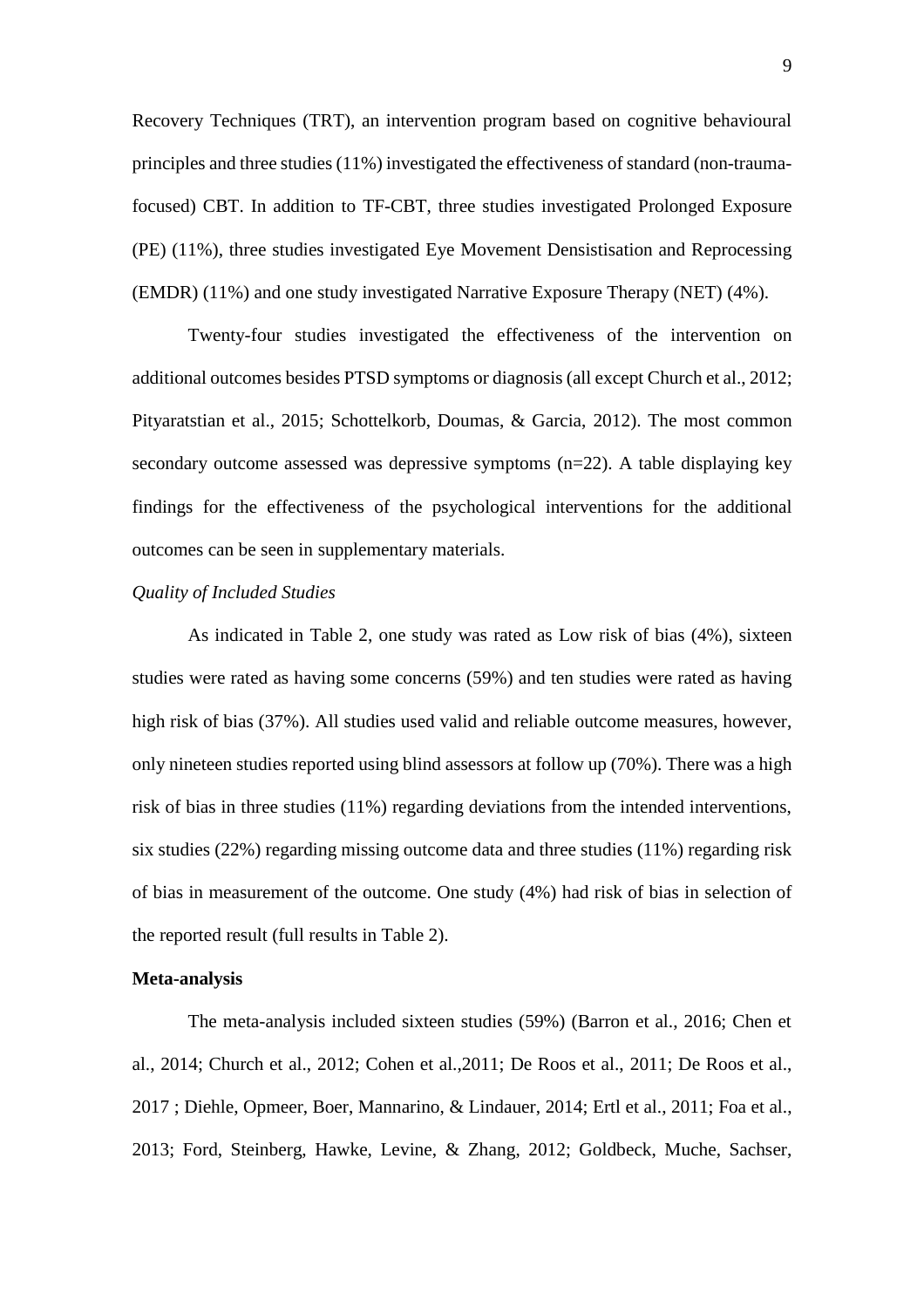Recovery Techniques (TRT), an intervention program based on cognitive behavioural principles and three studies (11%) investigated the effectiveness of standard (non-trauma-focused) CBT. In addition to TF-CBT, three studies investigated Prolonged Exposure (PE) (11%), three studies investigated Eye Movement Densistisation and Reprocessing (EMDR) (11%) and one study investigated Narrative Exposure Therapy (NET) (4%).

Twenty-four studies investigated the effectiveness of the intervention on additional outcomes besides PTSD symptoms or diagnosis (all except Church et al., 2012; Pityaratstian et al., 2015; Schottelkorb, Doumas, & Garcia, 2012). The most common secondary outcome assessed was depressive symptoms (n=22). A table displaying key findings for the effectiveness of the psychological interventions for the additional outcomes can be seen in supplementary materials.

*Quality of Included Studies*

As indicated in Table 2, one study was rated as Low risk of bias (4%), sixteen studies were rated as having some concerns (59%) and ten studies were rated as having high risk of bias (37%). All studies used valid and reliable outcome measures, however, only nineteen studies reported using blind assessors at follow up (70%). There was a high risk of bias in three studies (11%) regarding deviations from the intended interventions, six studies (22%) regarding missing outcome data and three studies (11%) regarding risk of bias in measurement of the outcome. One study (4%) had risk of bias in selection of the reported result (full results in Table 2).

**Meta-analysis**

The meta-analysis included sixteen studies (59%) (Barron et al., 2016; Chen et al., 2014; Church et al., 2012; Cohen et al.,2011; De Roos et al., 2011; De Roos et al., 2017 ; Diehle, Opmeer, Boer, Mannarino, & Lindauer, 2014; Ertl et al., 2011; Foa et al., 2013; Ford, Steinberg, Hawke, Levine, & Zhang, 2012; Goldbeck, Muche, Sachser,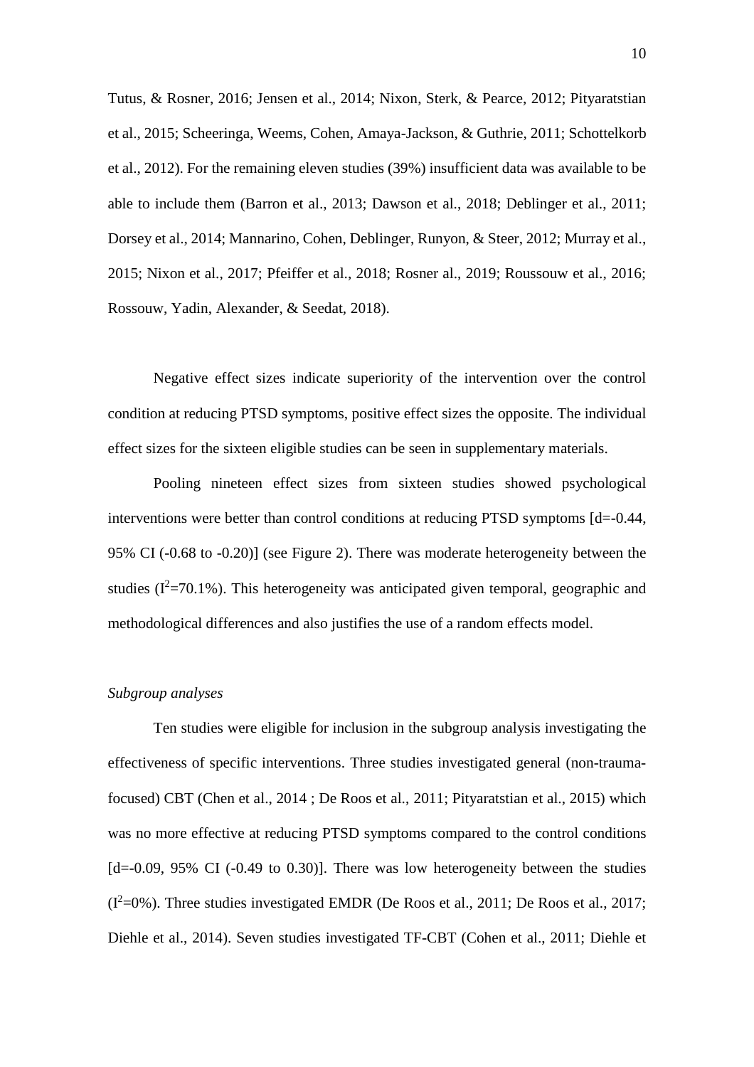Tutus, & Rosner, 2016; Jensen et al., 2014; Nixon, Sterk, & Pearce, 2012; Pityaratstian et al., 2015; Scheeringa, Weems, Cohen, Amaya-Jackson, & Guthrie, 2011; Schottelkorb et al., 2012). For the remaining eleven studies (39%) insufficient data was available to be able to include them (Barron et al., 2013; Dawson et al., 2018; Deblinger et al., 2011; Dorsey et al., 2014; Mannarino, Cohen, Deblinger, Runyon, & Steer, 2012; Murray et al., 2015; Nixon et al., 2017; Pfeiffer et al., 2018; Rosner al., 2019; Roussouw et al., 2016; Rossouw, Yadin, Alexander, & Seedat, 2018).

Negative effect sizes indicate superiority of the intervention over the control condition at reducing PTSD symptoms, positive effect sizes the opposite. The individual effect sizes for the sixteen eligible studies can be seen in supplementary materials.

Pooling nineteen effect sizes from sixteen studies showed psychological interventions were better than control conditions at reducing PTSD symptoms [d=-0.44, 95% CI (-0.68 to -0.20)] (see Figure 2). There was moderate heterogeneity between the studies ($I^2$=70.1%). This heterogeneity was anticipated given temporal, geographic and methodological differences and also justifies the use of a random effects model.

*Subgroup analyses*

Ten studies were eligible for inclusion in the subgroup analysis investigating the effectiveness of specific interventions. Three studies investigated general (non-trauma-focused) CBT (Chen et al., 2014 ; De Roos et al., 2011; Pityaratstian et al., 2015) which was no more effective at reducing PTSD symptoms compared to the control conditions [d=-0.09, 95% CI (-0.49 to 0.30)]. There was low heterogeneity between the studies ($I^2$=0%). Three studies investigated EMDR (De Roos et al., 2011; De Roos et al., 2017; Diehle et al., 2014). Seven studies investigated TF-CBT (Cohen et al., 2011; Diehle et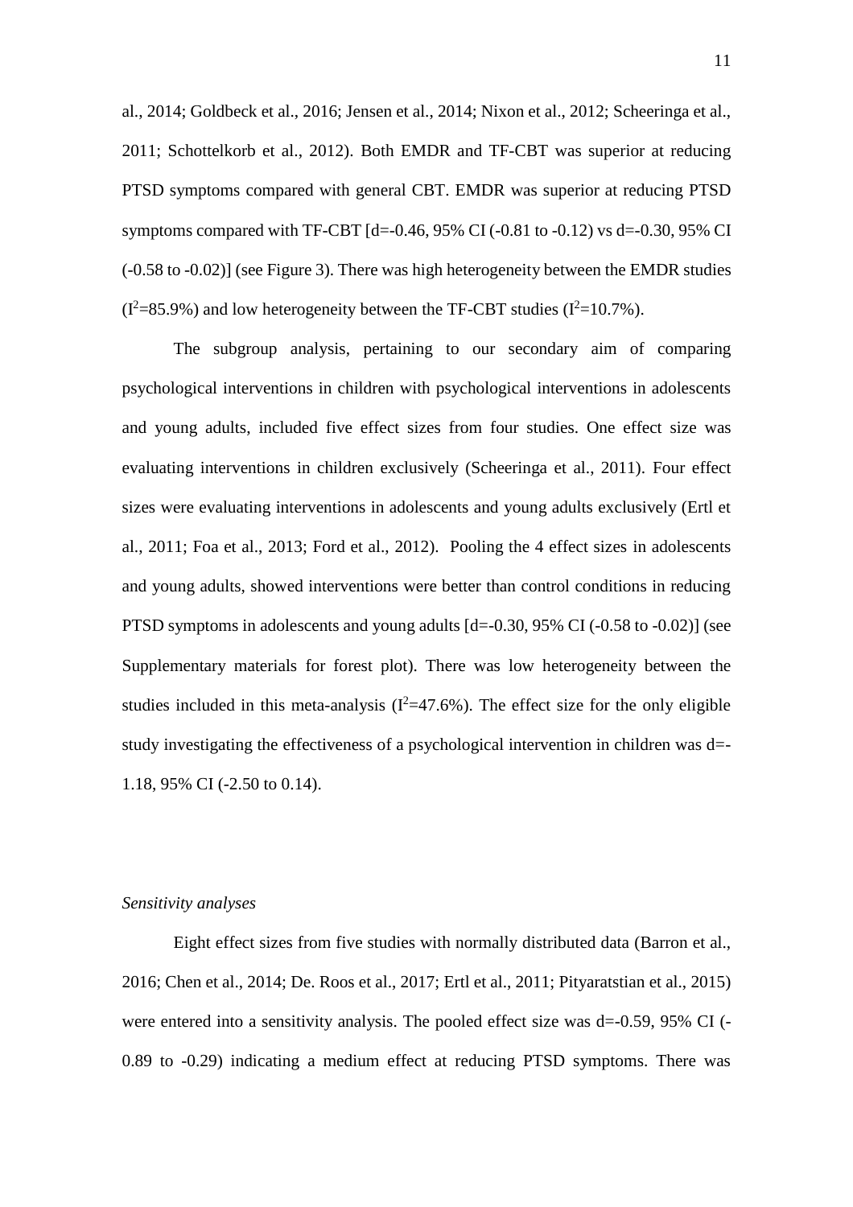al., 2014; Goldbeck et al., 2016; Jensen et al., 2014; Nixon et al., 2012; Scheeringa et al., 2011; Schottelkorb et al., 2012). Both EMDR and TF-CBT was superior at reducing PTSD symptoms compared with general CBT. EMDR was superior at reducing PTSD symptoms compared with TF-CBT [d=-0.46, 95% CI (-0.81 to -0.12) vs d=-0.30, 95% CI (-0.58 to -0.02)] (see Figure 3). There was high heterogeneity between the EMDR studies ($I^2$=85.9%) and low heterogeneity between the TF-CBT studies ($I^2$=10.7%).

The subgroup analysis, pertaining to our secondary aim of comparing psychological interventions in children with psychological interventions in adolescents and young adults, included five effect sizes from four studies. One effect size was evaluating interventions in children exclusively (Scheeringa et al., 2011). Four effect sizes were evaluating interventions in adolescents and young adults exclusively (Ertl et al., 2011; Foa et al., 2013; Ford et al., 2012). Pooling the 4 effect sizes in adolescents and young adults, showed interventions were better than control conditions in reducing PTSD symptoms in adolescents and young adults [d=-0.30, 95% CI (-0.58 to -0.02)] (see Supplementary materials for forest plot). There was low heterogeneity between the studies included in this meta-analysis ($I^2$=47.6%). The effect size for the only eligible study investigating the effectiveness of a psychological intervention in children was d=-1.18, 95% CI (-2.50 to 0.14).

*Sensitivity analyses*

Eight effect sizes from five studies with normally distributed data (Barron et al., 2016; Chen et al., 2014; De. Roos et al., 2017; Ertl et al., 2011; Pityaratstian et al., 2015) were entered into a sensitivity analysis. The pooled effect size was d=-0.59, 95% CI (-0.89 to -0.29) indicating a medium effect at reducing PTSD symptoms. There was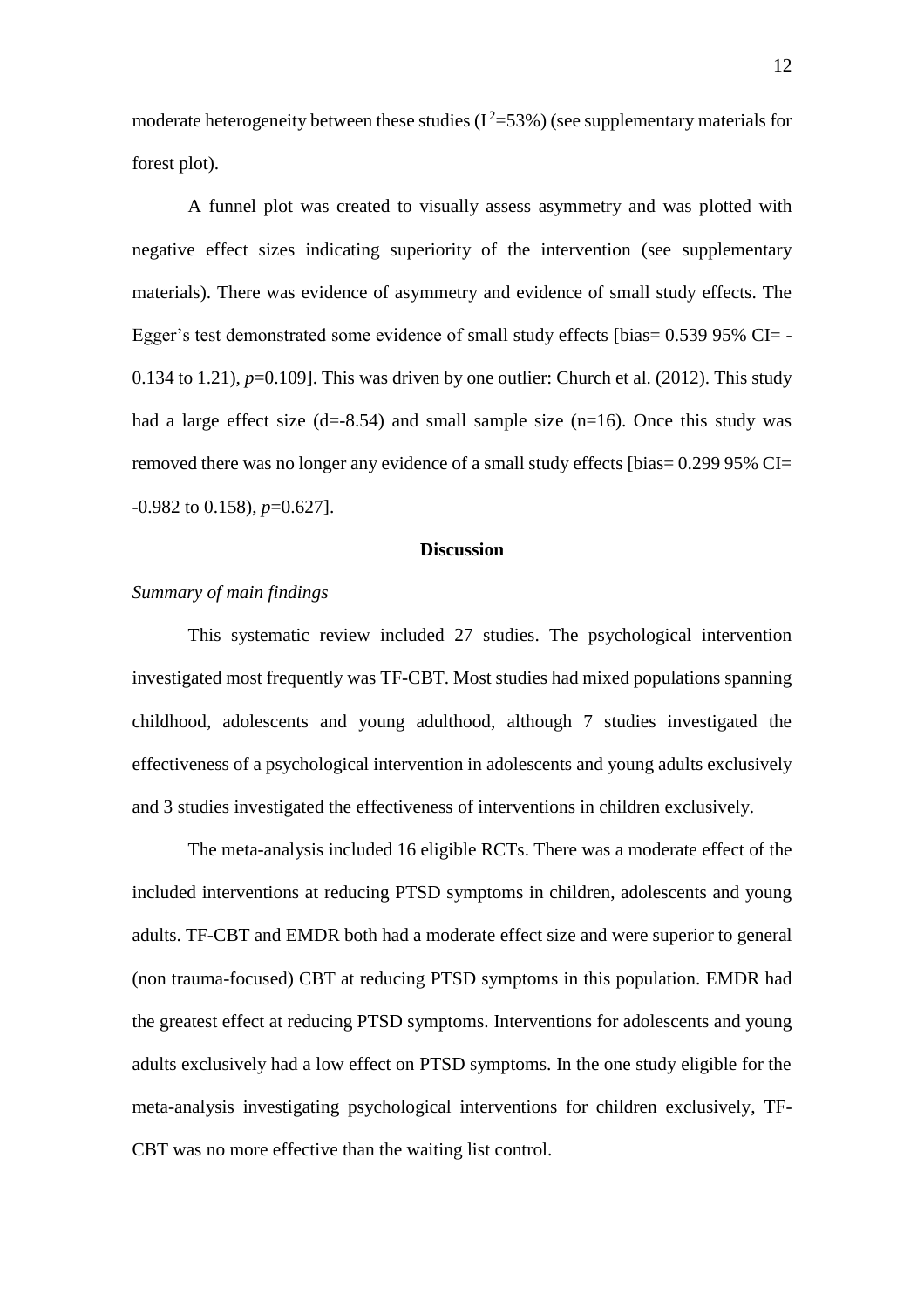moderate heterogeneity between these studies ($I^2$=53%) (see supplementary materials for forest plot).

A funnel plot was created to visually assess asymmetry and was plotted with negative effect sizes indicating superiority of the intervention (see supplementary materials). There was evidence of asymmetry and evidence of small study effects. The Egger's test demonstrated some evidence of small study effects [bias= 0.539 95% CI= -0.134 to 1.21), *p*=0.109]. This was driven by one outlier: Church et al. (2012). This study had a large effect size (d=-8.54) and small sample size (n=16). Once this study was removed there was no longer any evidence of a small study effects [bias= 0.299 95% CI= -0.982 to 0.158), *p*=0.627].

## Discussion

### *Summary of main findings*

This systematic review included 27 studies. The psychological intervention investigated most frequently was TF-CBT. Most studies had mixed populations spanning childhood, adolescents and young adulthood, although 7 studies investigated the effectiveness of a psychological intervention in adolescents and young adults exclusively and 3 studies investigated the effectiveness of interventions in children exclusively.

The meta-analysis included 16 eligible RCTs. There was a moderate effect of the included interventions at reducing PTSD symptoms in children, adolescents and young adults. TF-CBT and EMDR both had a moderate effect size and were superior to general (non trauma-focused) CBT at reducing PTSD symptoms in this population. EMDR had the greatest effect at reducing PTSD symptoms. Interventions for adolescents and young adults exclusively had a low effect on PTSD symptoms. In the one study eligible for the meta-analysis investigating psychological interventions for children exclusively, TF-CBT was no more effective than the waiting list control.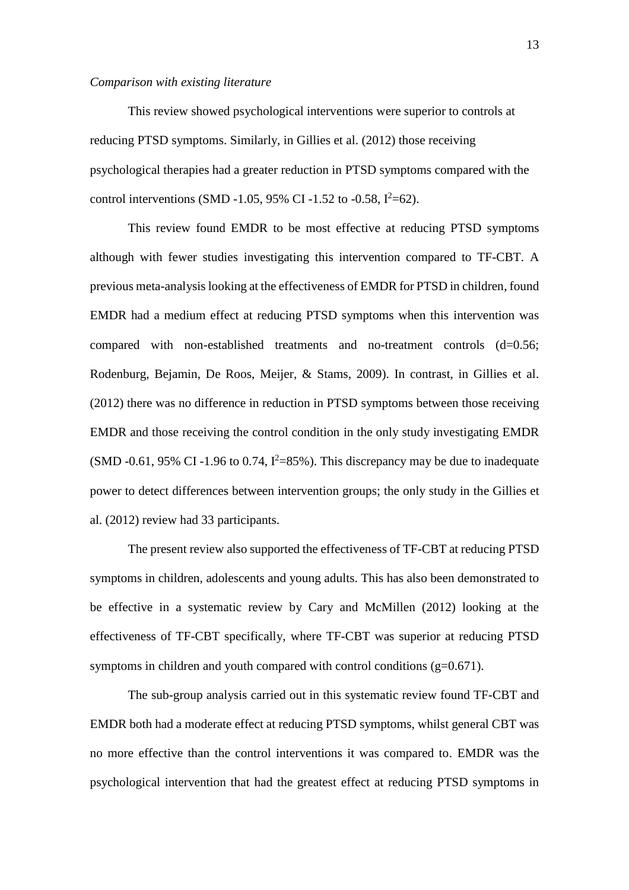*Comparison with existing literature*

This review showed psychological interventions were superior to controls at reducing PTSD symptoms. Similarly, in Gillies et al. (2012) those receiving psychological therapies had a greater reduction in PTSD symptoms compared with the control interventions (SMD -1.05, 95% CI -1.52 to -0.58, $I^2$=62).

This review found EMDR to be most effective at reducing PTSD symptoms although with fewer studies investigating this intervention compared to TF-CBT. A previous meta-analysis looking at the effectiveness of EMDR for PTSD in children, found EMDR had a medium effect at reducing PTSD symptoms when this intervention was compared with non-established treatments and no-treatment controls (d=0.56; Rodenburg, Bejamin, De Roos, Meijer, & Stams, 2009). In contrast, in Gillies et al. (2012) there was no difference in reduction in PTSD symptoms between those receiving EMDR and those receiving the control condition in the only study investigating EMDR (SMD -0.61, 95% CI -1.96 to 0.74, $I^2$=85%). This discrepancy may be due to inadequate power to detect differences between intervention groups; the only study in the Gillies et al. (2012) review had 33 participants.

The present review also supported the effectiveness of TF-CBT at reducing PTSD symptoms in children, adolescents and young adults. This has also been demonstrated to be effective in a systematic review by Cary and McMillen (2012) looking at the effectiveness of TF-CBT specifically, where TF-CBT was superior at reducing PTSD symptoms in children and youth compared with control conditions (g=0.671).

The sub-group analysis carried out in this systematic review found TF-CBT and EMDR both had a moderate effect at reducing PTSD symptoms, whilst general CBT was no more effective than the control interventions it was compared to. EMDR was the psychological intervention that had the greatest effect at reducing PTSD symptoms in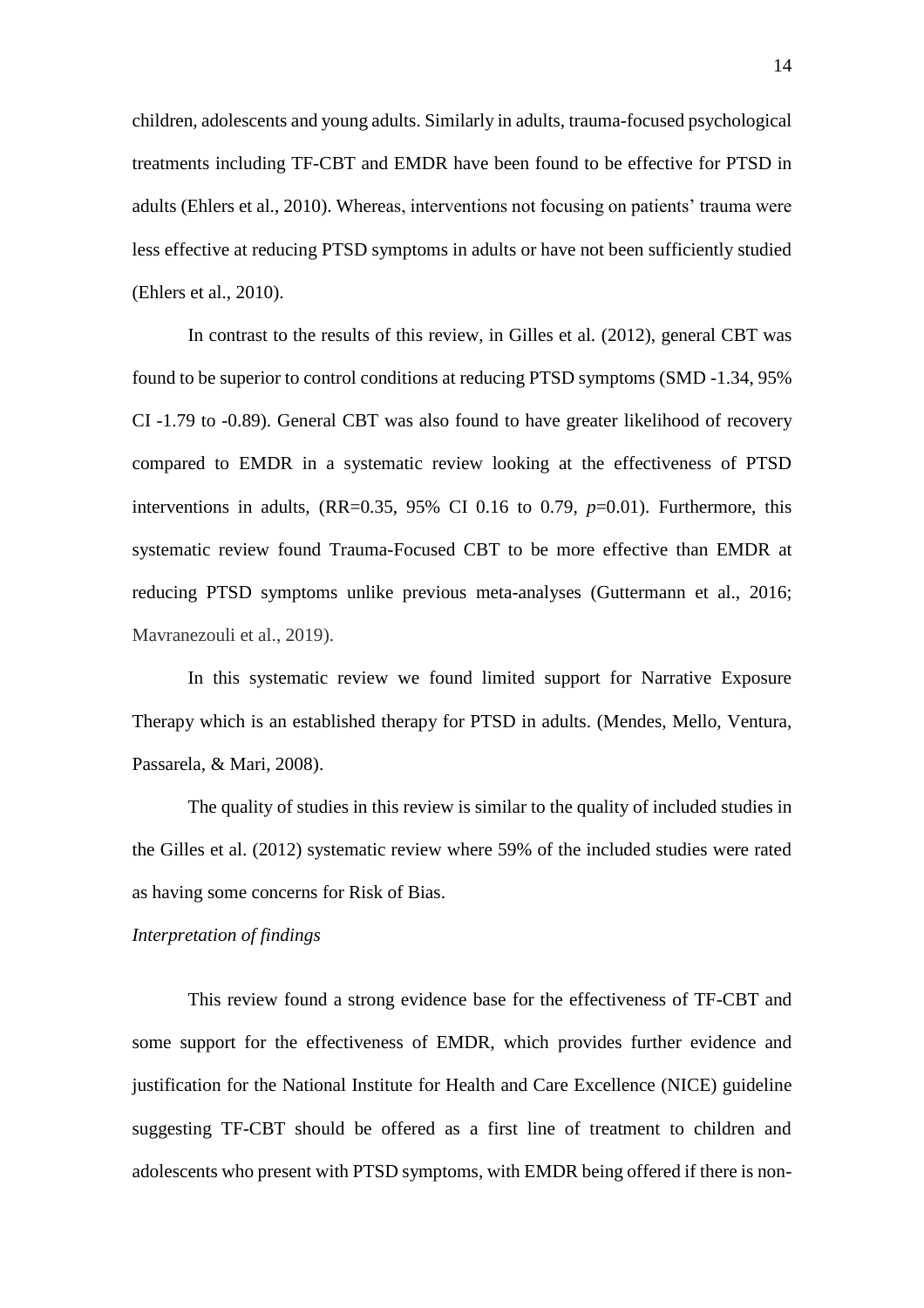children, adolescents and young adults. Similarly in adults, trauma-focused psychological treatments including TF-CBT and EMDR have been found to be effective for PTSD in adults (Ehlers et al., 2010). Whereas, interventions not focusing on patients' trauma were less effective at reducing PTSD symptoms in adults or have not been sufficiently studied (Ehlers et al., 2010).

In contrast to the results of this review, in Gilles et al. (2012), general CBT was found to be superior to control conditions at reducing PTSD symptoms (SMD -1.34, 95% CI -1.79 to -0.89). General CBT was also found to have greater likelihood of recovery compared to EMDR in a systematic review looking at the effectiveness of PTSD interventions in adults, (RR=0.35, 95% CI 0.16 to 0.79, $p$=0.01). Furthermore, this systematic review found Trauma-Focused CBT to be more effective than EMDR at reducing PTSD symptoms unlike previous meta-analyses (Guttermann et al., 2016; Mavranezouli et al., 2019).

In this systematic review we found limited support for Narrative Exposure Therapy which is an established therapy for PTSD in adults. (Mendes, Mello, Ventura, Passarela, & Mari, 2008).

The quality of studies in this review is similar to the quality of included studies in the Gilles et al. (2012) systematic review where 59% of the included studies were rated as having some concerns for Risk of Bias.

*Interpretation of findings*

This review found a strong evidence base for the effectiveness of TF-CBT and some support for the effectiveness of EMDR, which provides further evidence and justification for the National Institute for Health and Care Excellence (NICE) guideline suggesting TF-CBT should be offered as a first line of treatment to children and adolescents who present with PTSD symptoms, with EMDR being offered if there is non-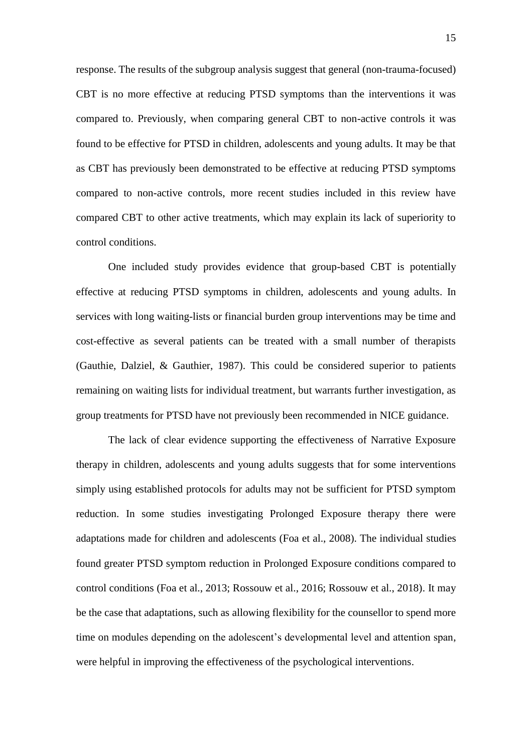response. The results of the subgroup analysis suggest that general (non-trauma-focused) CBT is no more effective at reducing PTSD symptoms than the interventions it was compared to. Previously, when comparing general CBT to non-active controls it was found to be effective for PTSD in children, adolescents and young adults. It may be that as CBT has previously been demonstrated to be effective at reducing PTSD symptoms compared to non-active controls, more recent studies included in this review have compared CBT to other active treatments, which may explain its lack of superiority to control conditions.

One included study provides evidence that group-based CBT is potentially effective at reducing PTSD symptoms in children, adolescents and young adults. In services with long waiting-lists or financial burden group interventions may be time and cost-effective as several patients can be treated with a small number of therapists (Gauthie, Dalziel, & Gauthier, 1987). This could be considered superior to patients remaining on waiting lists for individual treatment, but warrants further investigation, as group treatments for PTSD have not previously been recommended in NICE guidance.

The lack of clear evidence supporting the effectiveness of Narrative Exposure therapy in children, adolescents and young adults suggests that for some interventions simply using established protocols for adults may not be sufficient for PTSD symptom reduction. In some studies investigating Prolonged Exposure therapy there were adaptations made for children and adolescents (Foa et al., 2008). The individual studies found greater PTSD symptom reduction in Prolonged Exposure conditions compared to control conditions (Foa et al., 2013; Rossouw et al., 2016; Rossouw et al., 2018). It may be the case that adaptations, such as allowing flexibility for the counsellor to spend more time on modules depending on the adolescent's developmental level and attention span, were helpful in improving the effectiveness of the psychological interventions.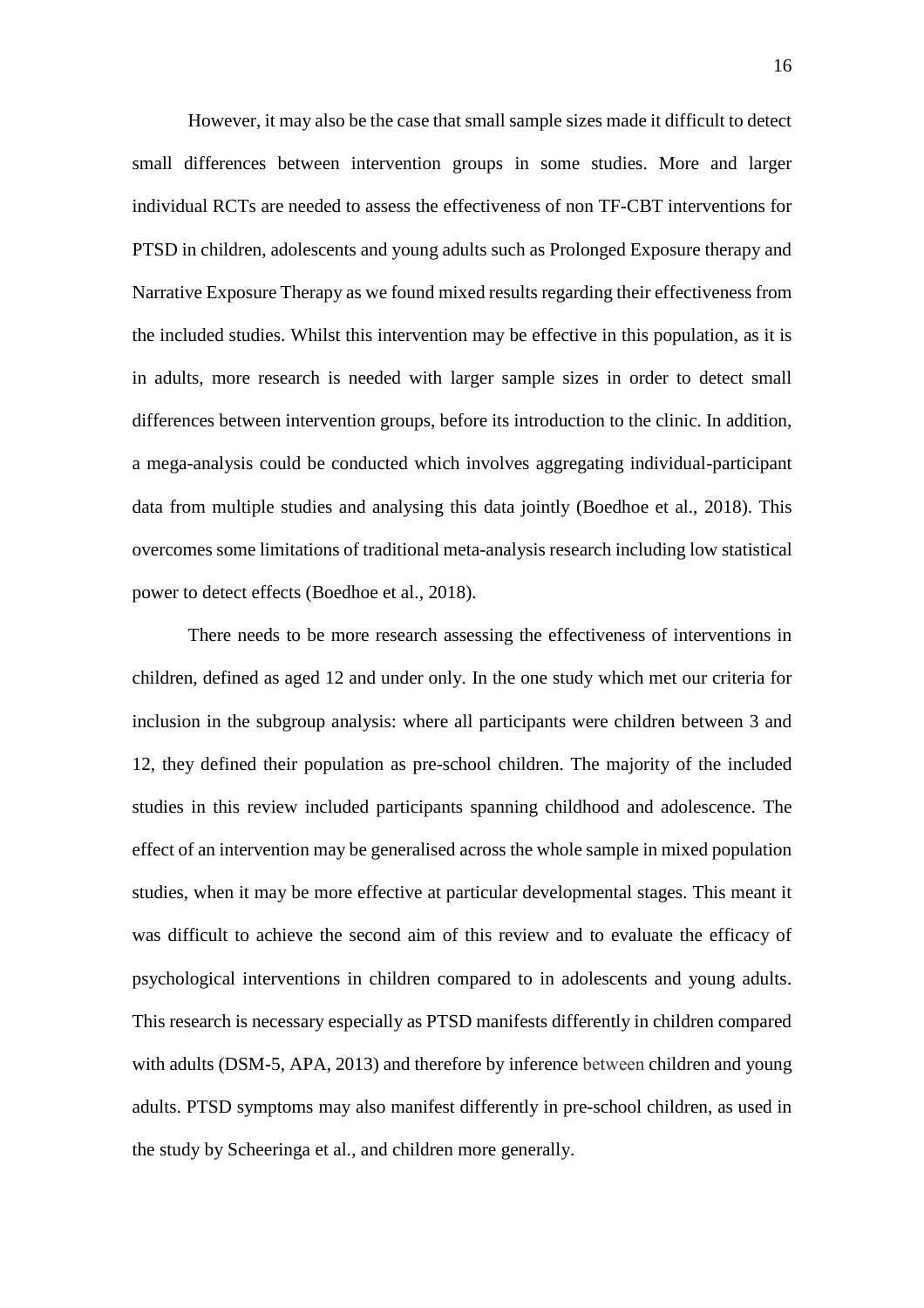However, it may also be the case that small sample sizes made it difficult to detect small differences between intervention groups in some studies. More and larger individual RCTs are needed to assess the effectiveness of non TF-CBT interventions for PTSD in children, adolescents and young adults such as Prolonged Exposure therapy and Narrative Exposure Therapy as we found mixed results regarding their effectiveness from the included studies. Whilst this intervention may be effective in this population, as it is in adults, more research is needed with larger sample sizes in order to detect small differences between intervention groups, before its introduction to the clinic. In addition, a mega-analysis could be conducted which involves aggregating individual-participant data from multiple studies and analysing this data jointly (Boedhoe et al., 2018). This overcomes some limitations of traditional meta-analysis research including low statistical power to detect effects (Boedhoe et al., 2018).

There needs to be more research assessing the effectiveness of interventions in children, defined as aged 12 and under only. In the one study which met our criteria for inclusion in the subgroup analysis: where all participants were children between 3 and 12, they defined their population as pre-school children. The majority of the included studies in this review included participants spanning childhood and adolescence. The effect of an intervention may be generalised across the whole sample in mixed population studies, when it may be more effective at particular developmental stages. This meant it was difficult to achieve the second aim of this review and to evaluate the efficacy of psychological interventions in children compared to in adolescents and young adults. This research is necessary especially as PTSD manifests differently in children compared with adults (DSM-5, APA, 2013) and therefore by inference between children and young adults. PTSD symptoms may also manifest differently in pre-school children, as used in the study by Scheeringa et al., and children more generally.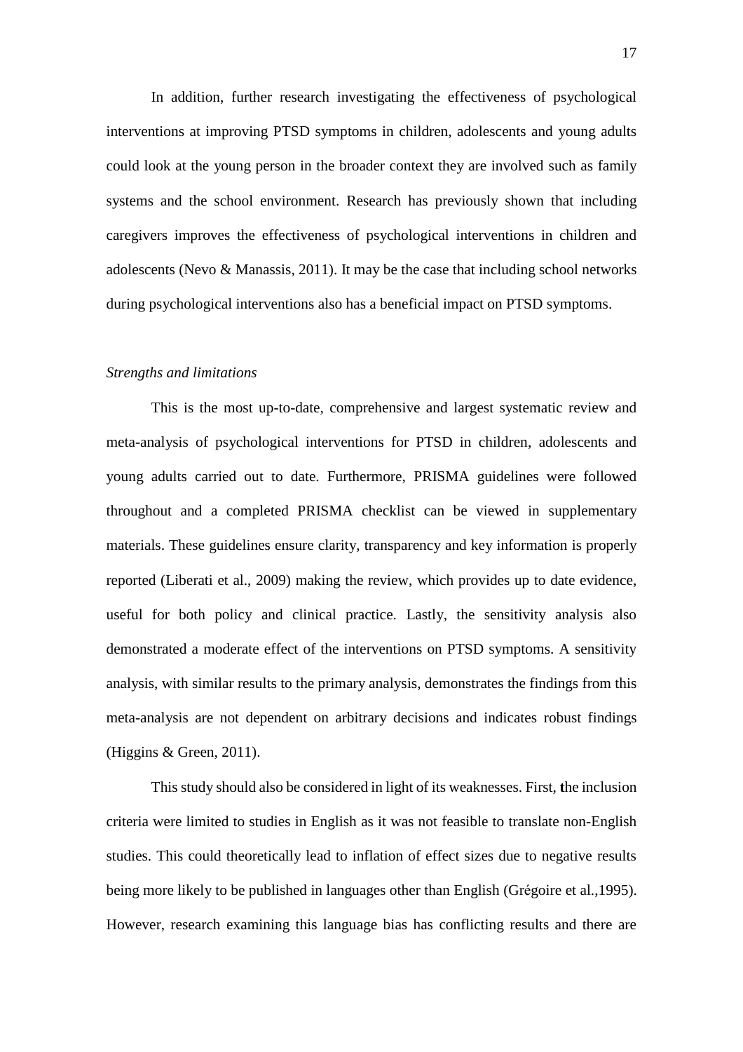In addition, further research investigating the effectiveness of psychological interventions at improving PTSD symptoms in children, adolescents and young adults could look at the young person in the broader context they are involved such as family systems and the school environment. Research has previously shown that including caregivers improves the effectiveness of psychological interventions in children and adolescents (Nevo & Manassis, 2011). It may be the case that including school networks during psychological interventions also has a beneficial impact on PTSD symptoms.

*Strengths and limitations*

This is the most up-to-date, comprehensive and largest systematic review and meta-analysis of psychological interventions for PTSD in children, adolescents and young adults carried out to date. Furthermore, PRISMA guidelines were followed throughout and a completed PRISMA checklist can be viewed in supplementary materials. These guidelines ensure clarity, transparency and key information is properly reported (Liberati et al., 2009) making the review, which provides up to date evidence, useful for both policy and clinical practice. Lastly, the sensitivity analysis also demonstrated a moderate effect of the interventions on PTSD symptoms. A sensitivity analysis, with similar results to the primary analysis, demonstrates the findings from this meta-analysis are not dependent on arbitrary decisions and indicates robust findings (Higgins & Green, 2011).

This study should also be considered in light of its weaknesses. First, the inclusion criteria were limited to studies in English as it was not feasible to translate non-English studies. This could theoretically lead to inflation of effect sizes due to negative results being more likely to be published in languages other than English (Grégoire et al.,1995). However, research examining this language bias has conflicting results and there are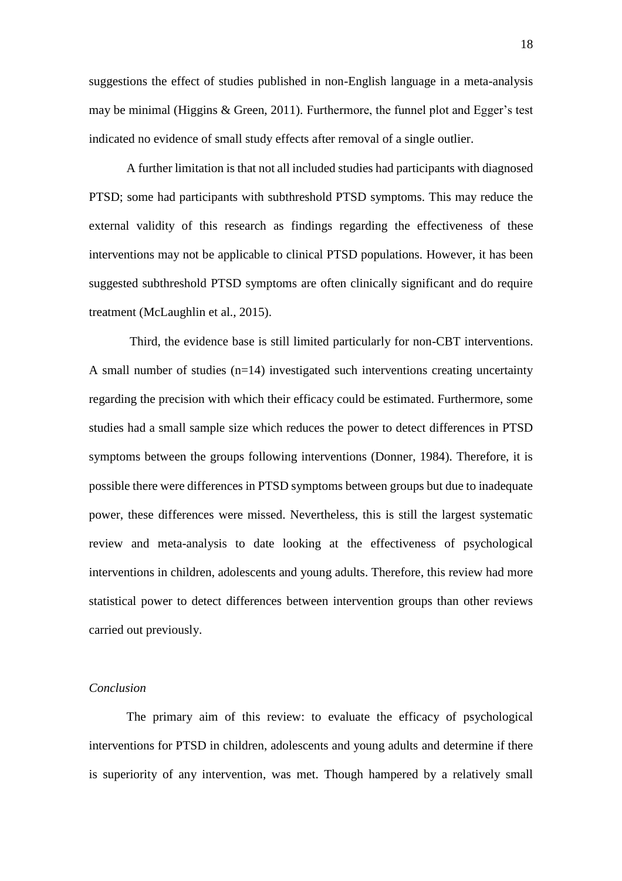suggestions the effect of studies published in non-English language in a meta-analysis may be minimal (Higgins & Green, 2011). Furthermore, the funnel plot and Egger's test indicated no evidence of small study effects after removal of a single outlier.

A further limitation is that not all included studies had participants with diagnosed PTSD; some had participants with subthreshold PTSD symptoms. This may reduce the external validity of this research as findings regarding the effectiveness of these interventions may not be applicable to clinical PTSD populations. However, it has been suggested subthreshold PTSD symptoms are often clinically significant and do require treatment (McLaughlin et al., 2015).

Third, the evidence base is still limited particularly for non-CBT interventions. A small number of studies (n=14) investigated such interventions creating uncertainty regarding the precision with which their efficacy could be estimated. Furthermore, some studies had a small sample size which reduces the power to detect differences in PTSD symptoms between the groups following interventions (Donner, 1984). Therefore, it is possible there were differences in PTSD symptoms between groups but due to inadequate power, these differences were missed. Nevertheless, this is still the largest systematic review and meta-analysis to date looking at the effectiveness of psychological interventions in children, adolescents and young adults. Therefore, this review had more statistical power to detect differences between intervention groups than other reviews carried out previously.

*Conclusion*

The primary aim of this review: to evaluate the efficacy of psychological interventions for PTSD in children, adolescents and young adults and determine if there is superiority of any intervention, was met. Though hampered by a relatively small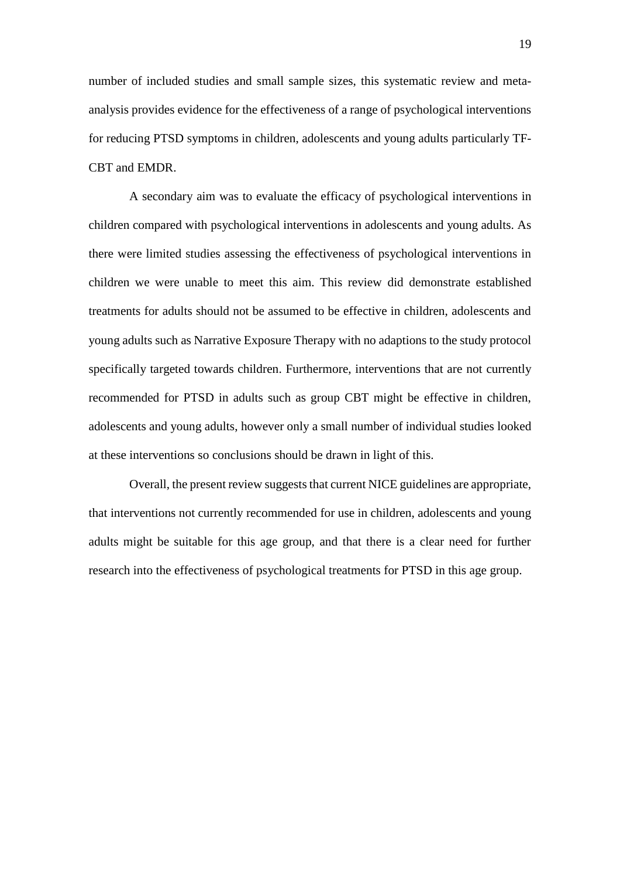number of included studies and small sample sizes, this systematic review and meta-analysis provides evidence for the effectiveness of a range of psychological interventions for reducing PTSD symptoms in children, adolescents and young adults particularly TF-CBT and EMDR.

A secondary aim was to evaluate the efficacy of psychological interventions in children compared with psychological interventions in adolescents and young adults. As there were limited studies assessing the effectiveness of psychological interventions in children we were unable to meet this aim. This review did demonstrate established treatments for adults should not be assumed to be effective in children, adolescents and young adults such as Narrative Exposure Therapy with no adaptions to the study protocol specifically targeted towards children. Furthermore, interventions that are not currently recommended for PTSD in adults such as group CBT might be effective in children, adolescents and young adults, however only a small number of individual studies looked at these interventions so conclusions should be drawn in light of this.

Overall, the present review suggests that current NICE guidelines are appropriate, that interventions not currently recommended for use in children, adolescents and young adults might be suitable for this age group, and that there is a clear need for further research into the effectiveness of psychological treatments for PTSD in this age group.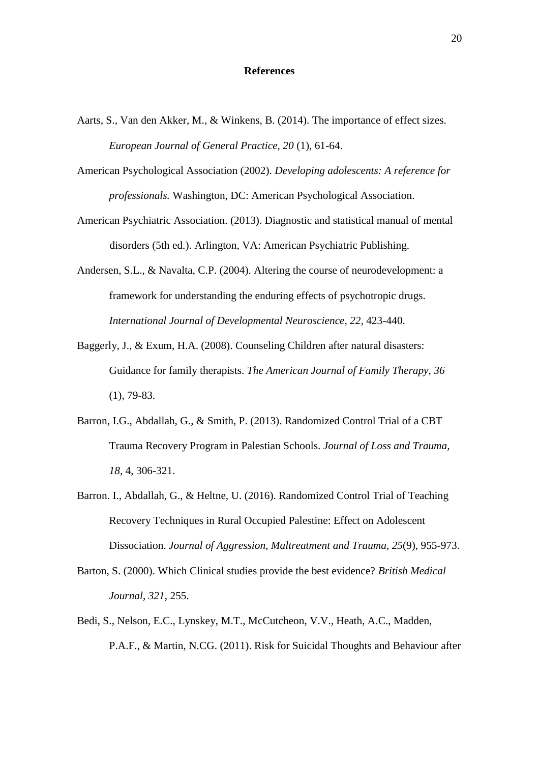## References

Aarts, S., Van den Akker, M., & Winkens, B. (2014). The importance of effect sizes. *European Journal of General Practice, 20* (1), 61-64.

American Psychological Association (2002). *Developing adolescents: A reference for professionals.* Washington, DC: American Psychological Association.

American Psychiatric Association. (2013). Diagnostic and statistical manual of mental disorders (5th ed.). Arlington, VA: American Psychiatric Publishing.

Andersen, S.L., & Navalta, C.P. (2004). Altering the course of neurodevelopment: a framework for understanding the enduring effects of psychotropic drugs. *International Journal of Developmental Neuroscience, 22,* 423-440.

Baggerly, J., & Exum, H.A. (2008). Counseling Children after natural disasters: Guidance for family therapists. *The American Journal of Family Therapy, 36* (1), 79-83.

Barron, I.G., Abdallah, G., & Smith, P. (2013). Randomized Control Trial of a CBT Trauma Recovery Program in Palestinian Schools. *Journal of Loss and Trauma, 18,* 4, 306-321.

Barron. I., Abdallah, G., & Heltne, U. (2016). Randomized Control Trial of Teaching Recovery Techniques in Rural Occupied Palestine: Effect on Adolescent Dissociation. *Journal of Aggression, Maltreatment and Trauma, 25*(9), 955-973.

Barton, S. (2000). Which Clinical studies provide the best evidence? *British Medical Journal, 321*, 255.

Bedi, S., Nelson, E.C., Lynskey, M.T., McCutcheon, V.V., Heath, A.C., Madden, P.A.F., & Martin, N.CG. (2011). Risk for Suicidal Thoughts and Behaviour after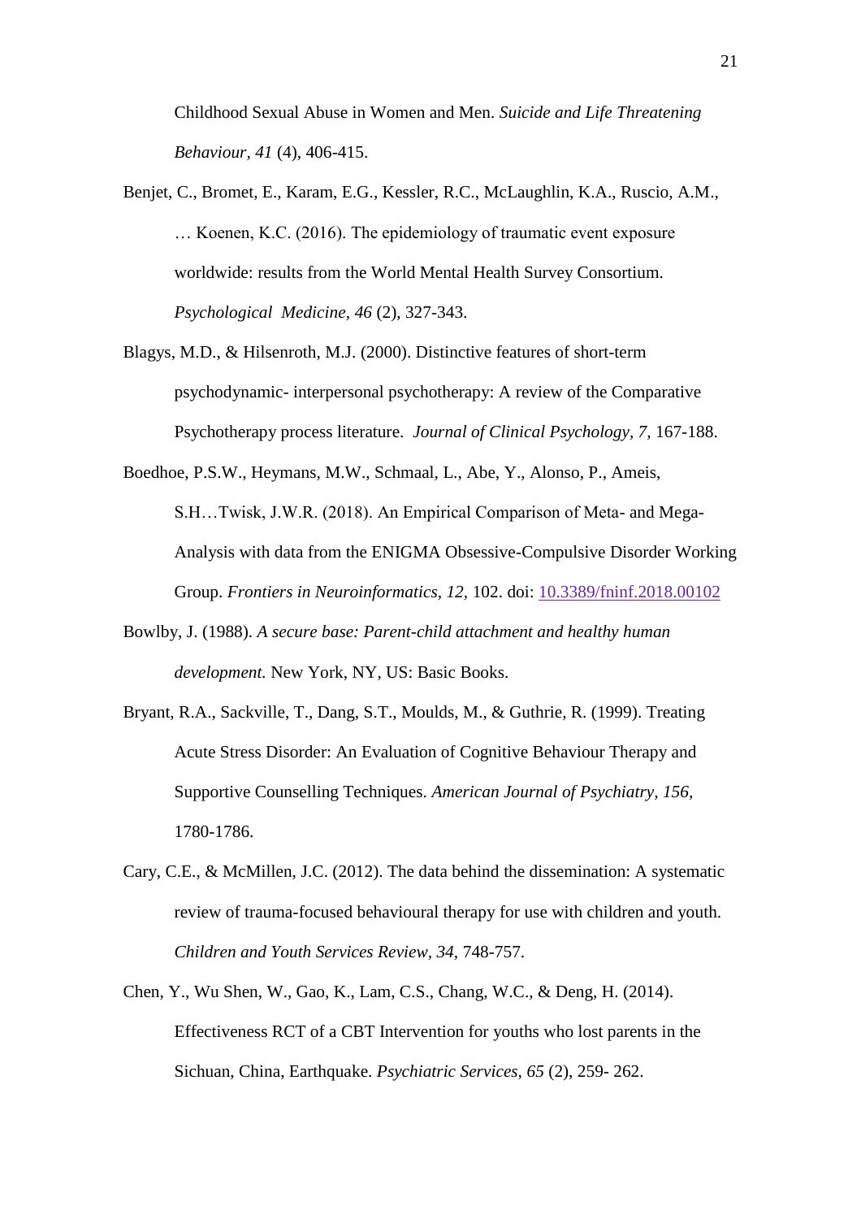Childhood Sexual Abuse in Women and Men. *Suicide and Life Threatening Behaviour*, *41* (4), 406-415.

Benjet, C., Bromet, E., Karam, E.G., Kessler, R.C., McLaughlin, K.A., Ruscio, A.M., … Koenen, K.C. (2016). The epidemiology of traumatic event exposure worldwide: results from the World Mental Health Survey Consortium. *Psychological Medicine*, *46* (2), 327-343.

Blagys, M.D., & Hilsenroth, M.J. (2000). Distinctive features of short-term psychodynamic- interpersonal psychotherapy: A review of the Comparative Psychotherapy process literature. *Journal of Clinical Psychology, 7,* 167-188.

Boedhoe, P.S.W., Heymans, M.W., Schmaal, L., Abe, Y., Alonso, P., Ameis, S.H…Twisk, J.W.R. (2018). An Empirical Comparison of Meta- and Mega-Analysis with data from the ENIGMA Obsessive-Compulsive Disorder Working Group. *Frontiers in Neuroinformatics, 12,* 102. doi: 10.3389/fninf.2018.00102

Bowlby, J. (1988). *A secure base: Parent-child attachment and healthy human development.* New York, NY, US: Basic Books.

Bryant, R.A., Sackville, T., Dang, S.T., Moulds, M., & Guthrie, R. (1999). Treating Acute Stress Disorder: An Evaluation of Cognitive Behaviour Therapy and Supportive Counselling Techniques. *American Journal of Psychiatry, 156*, 1780-1786.

Cary, C.E., & McMillen, J.C. (2012). The data behind the dissemination: A systematic review of trauma-focused behavioural therapy for use with children and youth. *Children and Youth Services Review*, *34*, 748-757.

Chen, Y., Wu Shen, W., Gao, K., Lam, C.S., Chang, W.C., & Deng, H. (2014). Effectiveness RCT of a CBT Intervention for youths who lost parents in the Sichuan, China, Earthquake. *Psychiatric Services, 65* (2), 259- 262.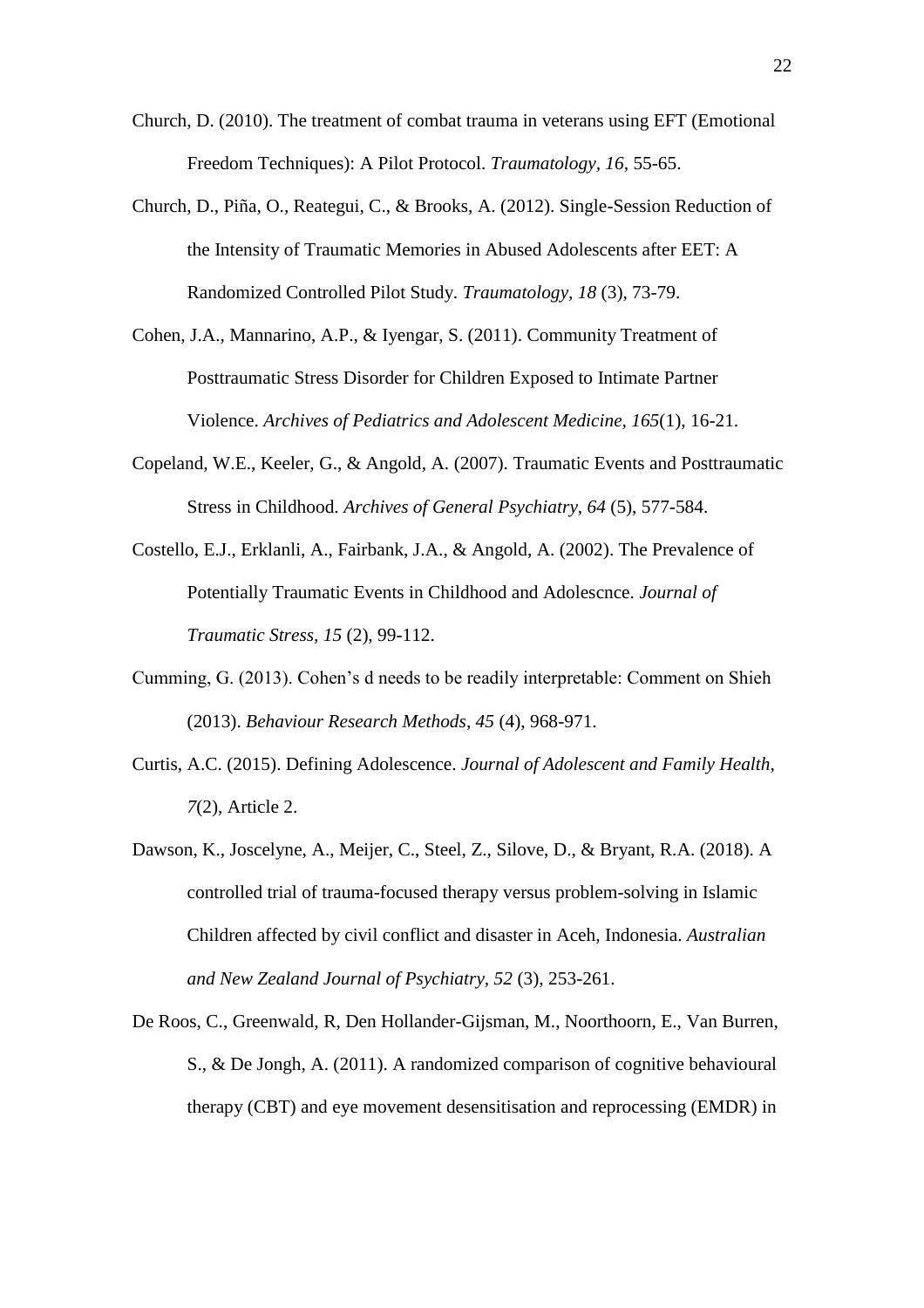Church, D. (2010). The treatment of combat trauma in veterans using EFT (Emotional Freedom Techniques): A Pilot Protocol. *Traumatology*, *16*, 55-65.

Church, D., Piña, O., Reategui, C., & Brooks, A. (2012). Single-Session Reduction of the Intensity of Traumatic Memories in Abused Adolescents after EET: A Randomized Controlled Pilot Study. *Traumatology, 18* (3), 73-79.

Cohen, J.A., Mannarino, A.P., & Iyengar, S. (2011). Community Treatment of Posttraumatic Stress Disorder for Children Exposed to Intimate Partner Violence. *Archives of Pediatrics and Adolescent Medicine*, *165*(1), 16-21.

Copeland, W.E., Keeler, G., & Angold, A. (2007). Traumatic Events and Posttraumatic Stress in Childhood. *Archives of General Psychiatry, 64* (5), 577-584.

Costello, E.J., Erklanli, A., Fairbank, J.A., & Angold, A. (2002). The Prevalence of Potentially Traumatic Events in Childhood and Adolescnce. *Journal of Traumatic Stress*, *15* (2), 99-112.

Cumming, G. (2013). Cohen's d needs to be readily interpretable: Comment on Shieh (2013). *Behaviour Research Methods*, *45* (4), 968-971.

Curtis, A.C. (2015). Defining Adolescence. *Journal of Adolescent and Family Health*, *7*(2), Article 2.

Dawson, K., Joscelyne, A., Meijer, C., Steel, Z., Silove, D., & Bryant, R.A. (2018). A controlled trial of trauma-focused therapy versus problem-solving in Islamic Children affected by civil conflict and disaster in Aceh, Indonesia. *Australian and New Zealand Journal of Psychiatry*, *52* (3), 253-261.

De Roos, C., Greenwald, R, Den Hollander-Gijsman, M., Noorthoorn, E., Van Burren, S., & De Jongh, A. (2011). A randomized comparison of cognitive behavioural therapy (CBT) and eye movement desensitisation and reprocessing (EMDR) in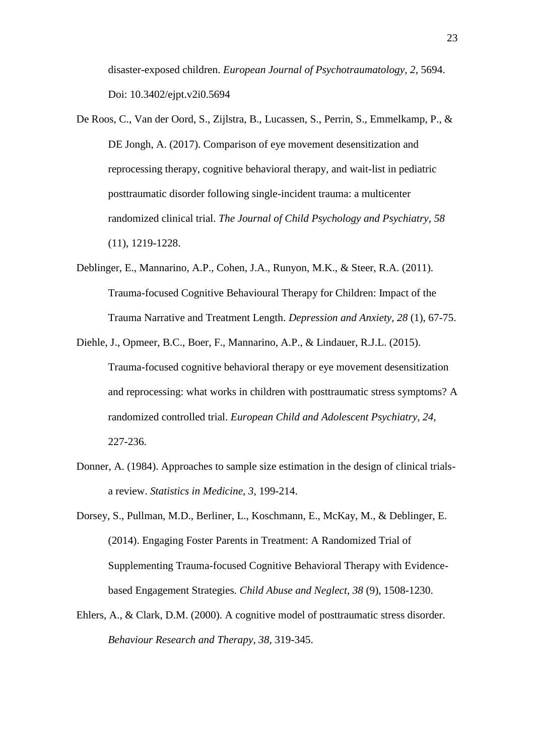disaster-exposed children. *European Journal of Psychotraumatology, 2*, 5694. Doi: 10.3402/ejpt.v2i0.5694

De Roos, C., Van der Oord, S., Zijlstra, B., Lucassen, S., Perrin, S., Emmelkamp, P., & DE Jongh, A. (2017). Comparison of eye movement desensitization and reprocessing therapy, cognitive behavioral therapy, and wait-list in pediatric posttraumatic disorder following single-incident trauma: a multicenter randomized clinical trial. *The Journal of Child Psychology and Psychiatry*, *58* (11), 1219-1228.

Deblinger, E., Mannarino, A.P., Cohen, J.A., Runyon, M.K., & Steer, R.A. (2011). Trauma-focused Cognitive Behavioural Therapy for Children: Impact of the Trauma Narrative and Treatment Length. *Depression and Anxiety, 28* (1), 67-75.

Diehle, J., Opmeer, B.C., Boer, F., Mannarino, A.P., & Lindauer, R.J.L. (2015). Trauma-focused cognitive behavioral therapy or eye movement desensitization and reprocessing: what works in children with posttraumatic stress symptoms? A randomized controlled trial. *European Child and Adolescent Psychiatry, 24,* 227-236.

Donner, A. (1984). Approaches to sample size estimation in the design of clinical trials- a review. *Statistics in Medicine, 3,* 199-214.

Dorsey, S., Pullman, M.D., Berliner, L., Koschmann, E., McKay, M., & Deblinger, E. (2014). Engaging Foster Parents in Treatment: A Randomized Trial of Supplementing Trauma-focused Cognitive Behavioral Therapy with Evidence-based Engagement Strategies*. Child Abuse and Neglect, 38* (9), 1508-1230.

Ehlers, A., & Clark, D.M. (2000). A cognitive model of posttraumatic stress disorder. *Behaviour Research and Therapy, 38,* 319-345.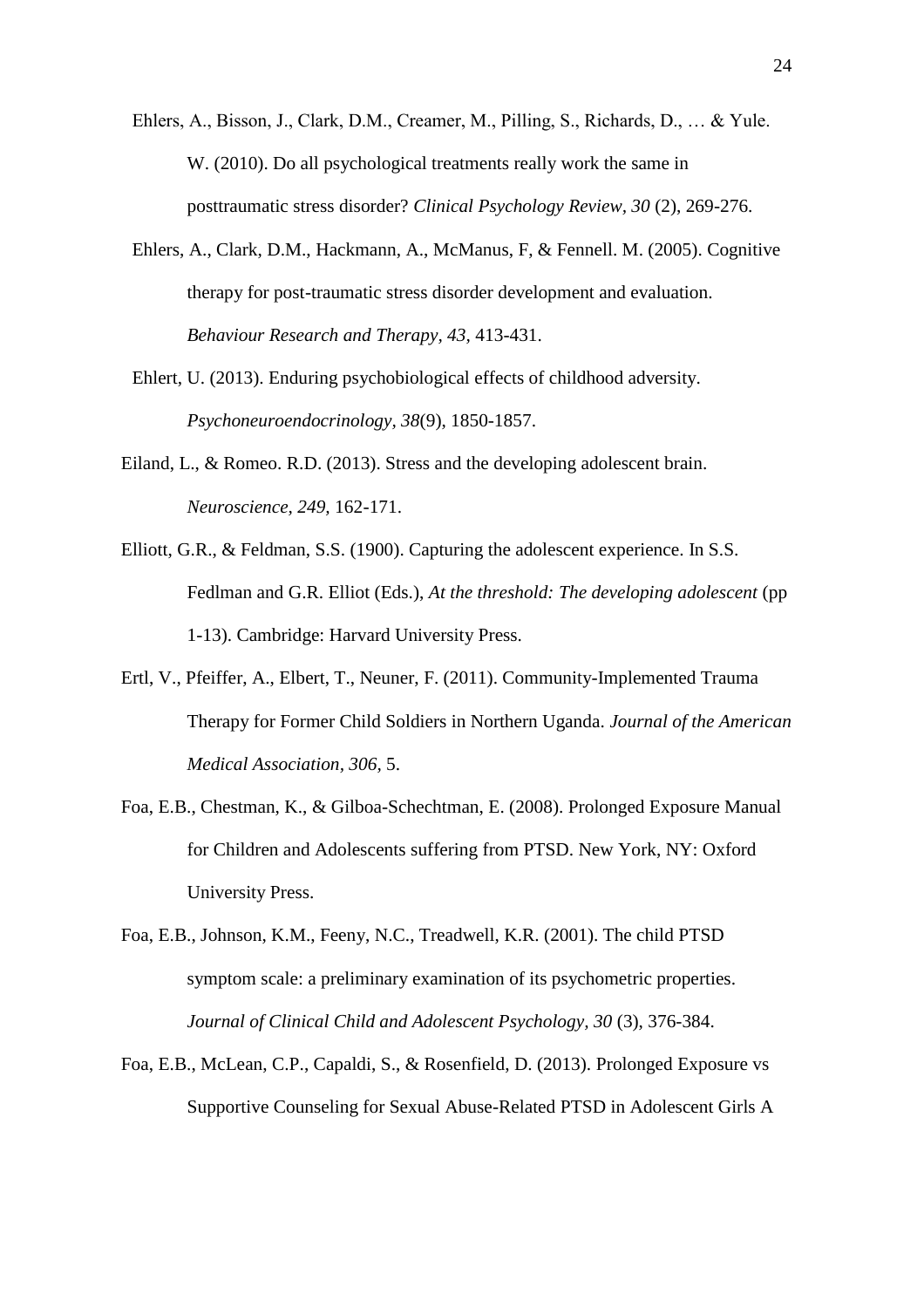Ehlers, A., Bisson, J., Clark, D.M., Creamer, M., Pilling, S., Richards, D., … & Yule. W. (2010). Do all psychological treatments really work the same in posttraumatic stress disorder? *Clinical Psychology Review, 30* (2), 269-276.

Ehlers, A., Clark, D.M., Hackmann, A., McManus, F, & Fennell. M. (2005). Cognitive therapy for post-traumatic stress disorder development and evaluation. *Behaviour Research and Therapy, 43,* 413-431.

Ehlert, U. (2013). Enduring psychobiological effects of childhood adversity. *Psychoneuroendocrinology, 38*(9), 1850-1857.

Eiland, L., & Romeo. R.D. (2013). Stress and the developing adolescent brain. *Neuroscience, 249,* 162-171.

Elliott, G.R., & Feldman, S.S. (1900). Capturing the adolescent experience. In S.S. Fedlman and G.R. Elliot (Eds.), *At the threshold: The developing adolescent* (pp 1-13). Cambridge: Harvard University Press.

Ertl, V., Pfeiffer, A., Elbert, T., Neuner, F. (2011). Community-Implemented Trauma Therapy for Former Child Soldiers in Northern Uganda. *Journal of the American Medical Association, 306,* 5.

Foa, E.B., Chestman, K., & Gilboa-Schechtman, E. (2008). Prolonged Exposure Manual for Children and Adolescents suffering from PTSD. New York, NY: Oxford University Press.

Foa, E.B., Johnson, K.M., Feeny, N.C., Treadwell, K.R. (2001). The child PTSD symptom scale: a preliminary examination of its psychometric properties. *Journal of Clinical Child and Adolescent Psychology, 30* (3), 376-384.

Foa, E.B., McLean, C.P., Capaldi, S., & Rosenfield, D. (2013). Prolonged Exposure vs Supportive Counseling for Sexual Abuse-Related PTSD in Adolescent Girls A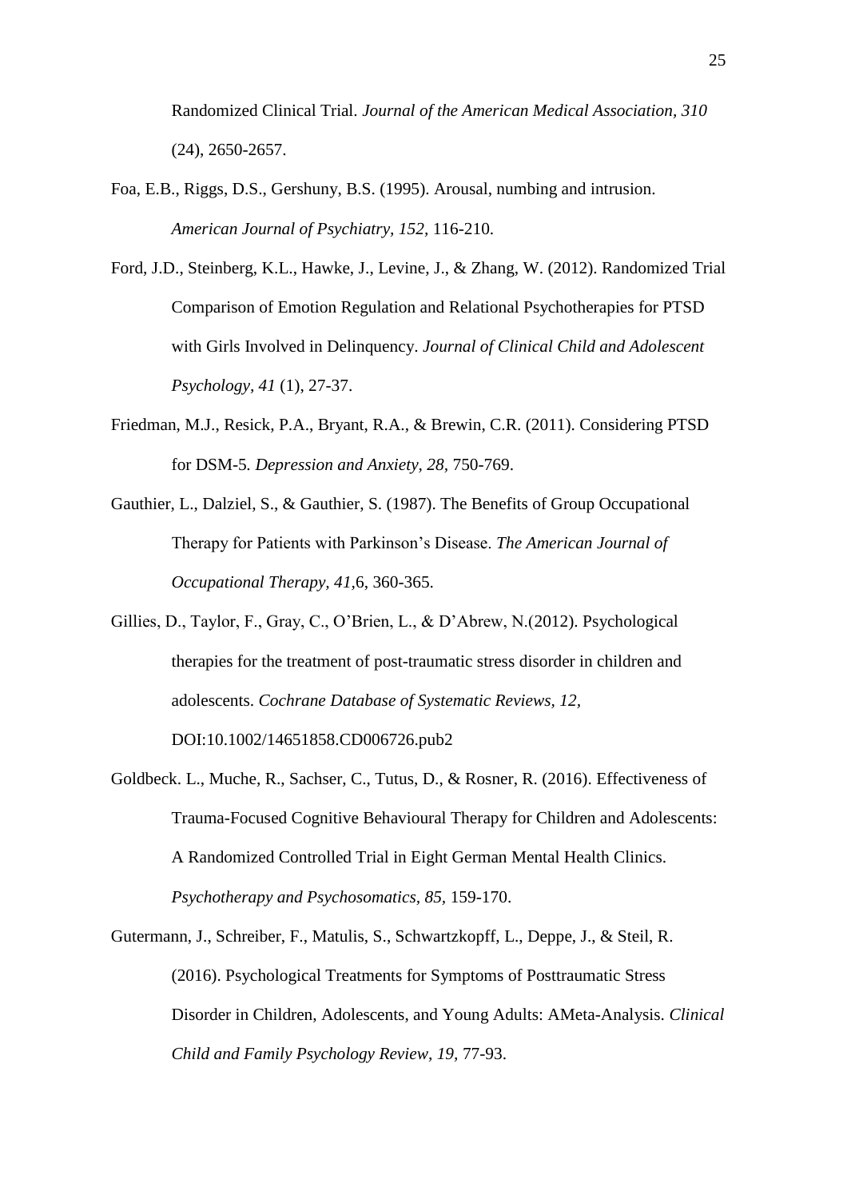Randomized Clinical Trial. *Journal of the American Medical Association, 310* (24), 2650-2657.

Foa, E.B., Riggs, D.S., Gershuny, B.S. (1995). Arousal, numbing and intrusion. *American Journal of Psychiatry, 152*, 116-210.

Ford, J.D., Steinberg, K.L., Hawke, J., Levine, J., & Zhang, W. (2012). Randomized Trial Comparison of Emotion Regulation and Relational Psychotherapies for PTSD with Girls Involved in Delinquency. *Journal of Clinical Child and Adolescent Psychology, 41* (1), 27-37.

Friedman, M.J., Resick, P.A., Bryant, R.A., & Brewin, C.R. (2011). Considering PTSD for DSM-5. *Depression and Anxiety, 28*, 750-769.

Gauthier, L., Dalziel, S., & Gauthier, S. (1987). The Benefits of Group Occupational Therapy for Patients with Parkinson's Disease. *The American Journal of Occupational Therapy, 41*,6, 360-365.

Gillies, D., Taylor, F., Gray, C., O'Brien, L., & D'Abrew, N.(2012). Psychological therapies for the treatment of post-traumatic stress disorder in children and adolescents. *Cochrane Database of Systematic Reviews, 12*, DOI:10.1002/14651858.CD006726.pub2

Goldbeck. L., Muche, R., Sachser, C., Tutus, D., & Rosner, R. (2016). Effectiveness of Trauma-Focused Cognitive Behavioural Therapy for Children and Adolescents: A Randomized Controlled Trial in Eight German Mental Health Clinics. *Psychotherapy and Psychosomatics, 85*, 159-170.

Gutermann, J., Schreiber, F., Matulis, S., Schwartzkopff, L., Deppe, J., & Steil, R. (2016). Psychological Treatments for Symptoms of Posttraumatic Stress Disorder in Children, Adolescents, and Young Adults: AMeta-Analysis. *Clinical Child and Family Psychology Review, 19*, 77-93.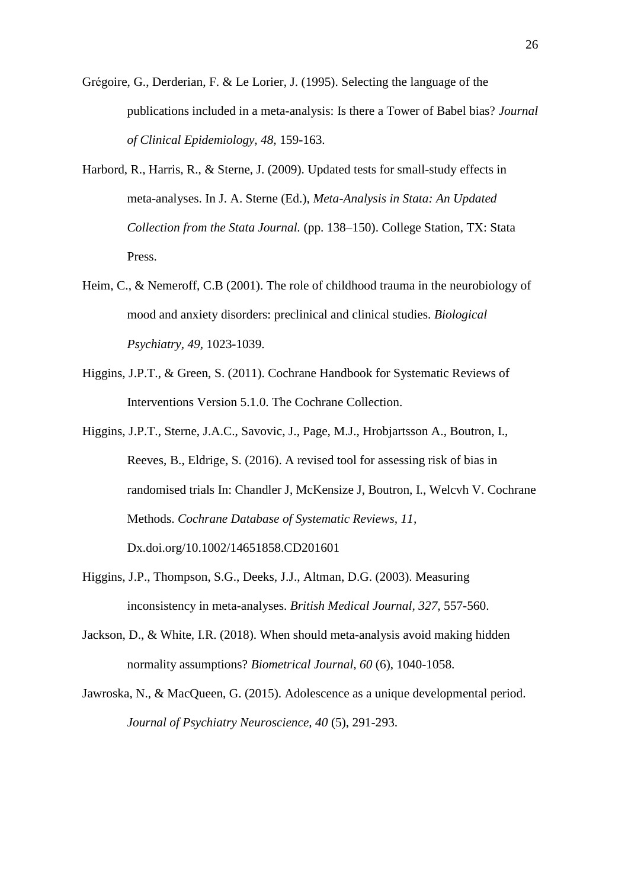Grégoire, G., Derderian, F. & Le Lorier, J. (1995). Selecting the language of the publications included in a meta-analysis: Is there a Tower of Babel bias? *Journal of Clinical Epidemiology, 48,* 159-163.

Harbord, R., Harris, R., & Sterne, J. (2009). Updated tests for small-study effects in meta-analyses. In J. A. Sterne (Ed.), *Meta-Analysis in Stata: An Updated Collection from the Stata Journal.* (pp. 138–150). College Station, TX: Stata Press.

Heim, C., & Nemeroff, C.B (2001). The role of childhood trauma in the neurobiology of mood and anxiety disorders: preclinical and clinical studies. *Biological Psychiatry, 49,* 1023-1039.

Higgins, J.P.T., & Green, S. (2011). Cochrane Handbook for Systematic Reviews of Interventions Version 5.1.0. The Cochrane Collection.

Higgins, J.P.T., Sterne, J.A.C., Savovic, J., Page, M.J., Hrobjartsson A., Boutron, I., Reeves, B., Eldrige, S. (2016). A revised tool for assessing risk of bias in randomised trials In: Chandler J, McKensize J, Boutron, I., Welcvh V. Cochrane Methods. *Cochrane Database of Systematic Reviews, 11,* Dx.doi.org/10.1002/14651858.CD201601

Higgins, J.P., Thompson, S.G., Deeks, J.J., Altman, D.G. (2003). Measuring inconsistency in meta-analyses. *British Medical Journal, 327,* 557-560.

Jackson, D., & White, I.R. (2018). When should meta-analysis avoid making hidden normality assumptions? *Biometrical Journal, 60* (6), 1040-1058.

Jawroska, N., & MacQueen, G. (2015). Adolescence as a unique developmental period. *Journal of Psychiatry Neuroscience, 40* (5), 291-293.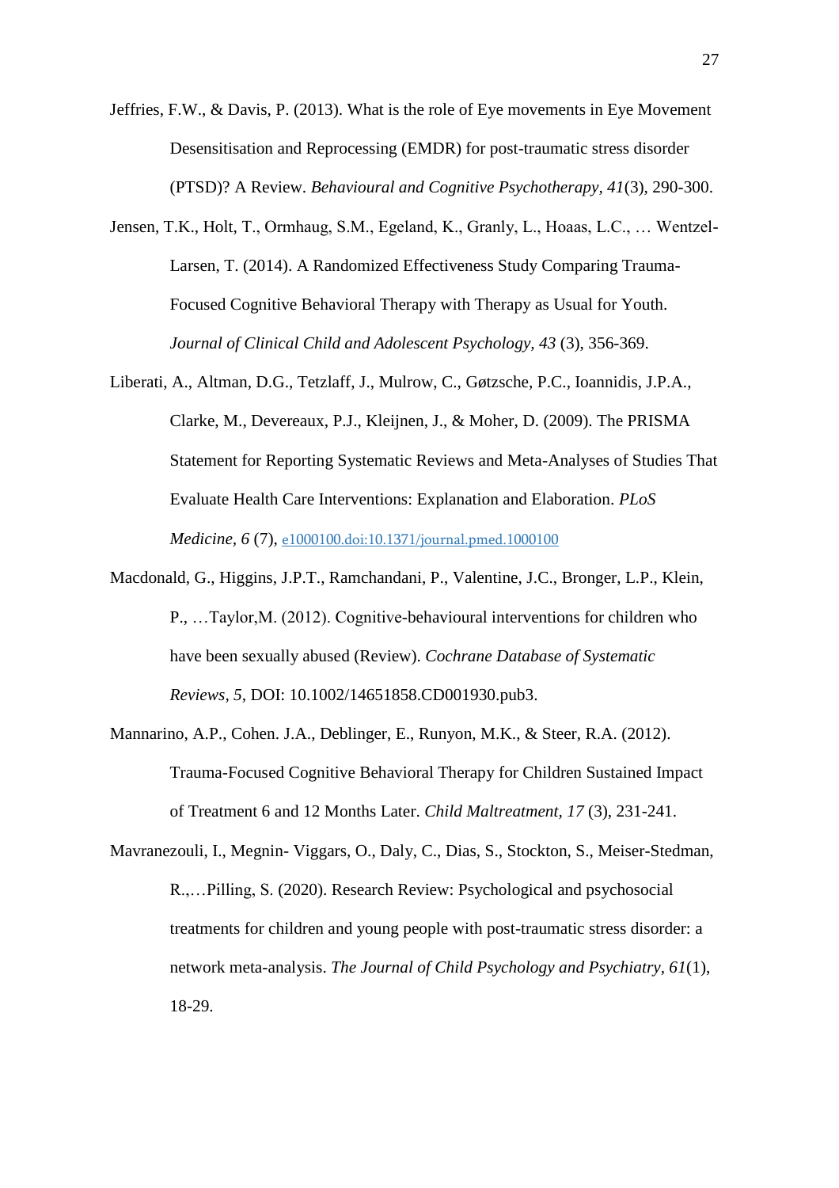Jeffries, F.W., & Davis, P. (2013). What is the role of Eye movements in Eye Movement Desensitisation and Reprocessing (EMDR) for post-traumatic stress disorder (PTSD)? A Review. *Behavioural and Cognitive Psychotherapy, 41*(3), 290-300.

Jensen, T.K., Holt, T., Ormhaug, S.M., Egeland, K., Granly, L., Hoaas, L.C., … Wentzel-Larsen, T. (2014). A Randomized Effectiveness Study Comparing Trauma-Focused Cognitive Behavioral Therapy with Therapy as Usual for Youth. *Journal of Clinical Child and Adolescent Psychology, 43* (3), 356-369.

Liberati, A., Altman, D.G., Tetzlaff, J., Mulrow, C., Gøtzsche, P.C., Ioannidis, J.P.A., Clarke, M., Devereaux, P.J., Kleijnen, J., & Moher, D. (2009). The PRISMA Statement for Reporting Systematic Reviews and Meta-Analyses of Studies That Evaluate Health Care Interventions: Explanation and Elaboration. *PLoS Medicine, 6* (7), e1000100.doi:10.1371/journal.pmed.1000100

Macdonald, G., Higgins, J.P.T., Ramchandani, P., Valentine, J.C., Bronger, L.P., Klein, P., …Taylor,M. (2012). Cognitive-behavioural interventions for children who have been sexually abused (Review). *Cochrane Database of Systematic Reviews, 5,* DOI: 10.1002/14651858.CD001930.pub3.

Mannarino, A.P., Cohen. J.A., Deblinger, E., Runyon, M.K., & Steer, R.A. (2012). Trauma-Focused Cognitive Behavioral Therapy for Children Sustained Impact of Treatment 6 and 12 Months Later. *Child Maltreatment, 17* (3), 231-241.

Mavranezouli, I., Megnin- Viggars, O., Daly, C., Dias, S., Stockton, S., Meiser-Stedman, R.,…Pilling, S. (2020). Research Review: Psychological and psychosocial treatments for children and young people with post-traumatic stress disorder: a network meta-analysis. *The Journal of Child Psychology and Psychiatry, 61*(1), 18-29.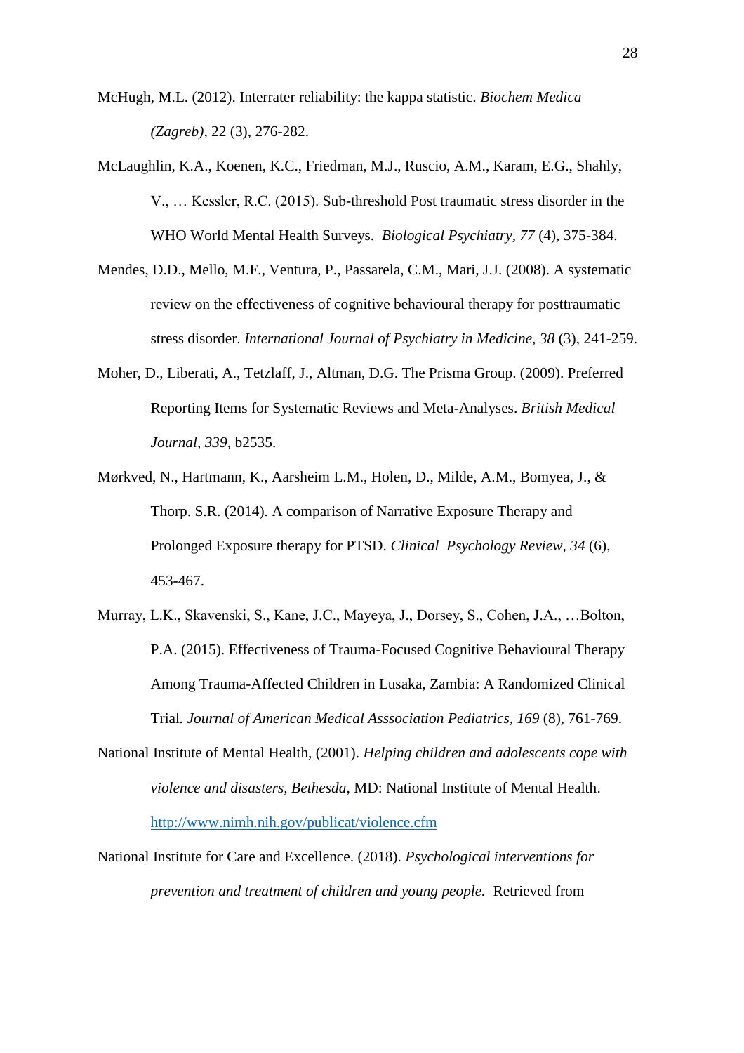McHugh, M.L. (2012). Interrater reliability: the kappa statistic. *Biochem Medica (Zagreb)*, 22 (3), 276-282.

McLaughlin, K.A., Koenen, K.C., Friedman, M.J., Ruscio, A.M., Karam, E.G., Shahly, V., … Kessler, R.C. (2015). Sub-threshold Post traumatic stress disorder in the WHO World Mental Health Surveys. *Biological Psychiatry, 77* (4), 375-384.

Mendes, D.D., Mello, M.F., Ventura, P., Passarela, C.M., Mari, J.J. (2008). A systematic review on the effectiveness of cognitive behavioural therapy for posttraumatic stress disorder. *International Journal of Psychiatry in Medicine, 38* (3), 241-259.

Moher, D., Liberati, A., Tetzlaff, J., Altman, D.G. The Prisma Group. (2009). Preferred Reporting Items for Systematic Reviews and Meta-Analyses. *British Medical Journal*, *339*, b2535.

Mørkved, N., Hartmann, K., Aarsheim L.M., Holen, D., Milde, A.M., Bomyea, J., & Thorp. S.R. (2014). A comparison of Narrative Exposure Therapy and Prolonged Exposure therapy for PTSD. *Clinical Psychology Review, 34* (6), 453-467.

Murray, L.K., Skavenski, S., Kane, J.C., Mayeya, J., Dorsey, S., Cohen, J.A., …Bolton, P.A. (2015). Effectiveness of Trauma-Focused Cognitive Behavioural Therapy Among Trauma-Affected Children in Lusaka, Zambia: A Randomized Clinical Trial. *Journal of American Medical Asssociation Pediatrics, 169* (8), 761-769.

National Institute of Mental Health, (2001). *Helping children and adolescents cope with violence and disasters, Bethesda*, MD: National Institute of Mental Health. http://www.nimh.nih.gov/publicat/violence.cfm

National Institute for Care and Excellence. (2018). *Psychological interventions for prevention and treatment of children and young people.* Retrieved from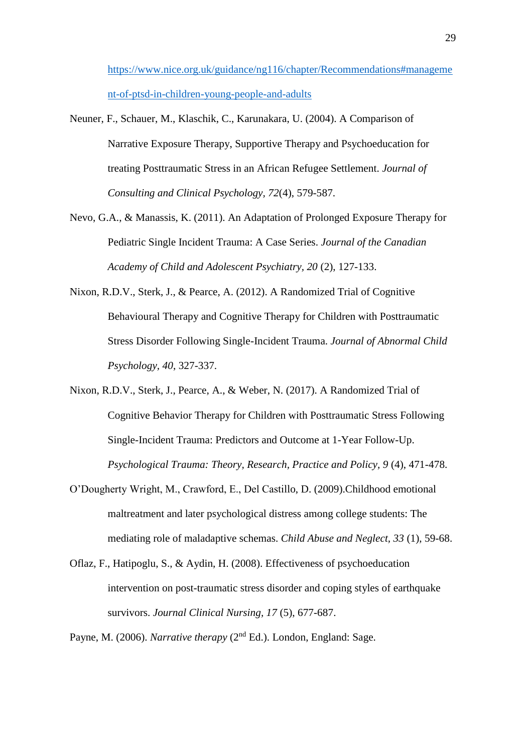https://www.nice.org.uk/guidance/ng116/chapter/Recommendations#management-of-ptsd-in-children-young-people-and-adults

Neuner, F., Schauer, M., Klaschik, C., Karunakara, U. (2004). A Comparison of Narrative Exposure Therapy, Supportive Therapy and Psychoeducation for treating Posttraumatic Stress in an African Refugee Settlement. *Journal of Consulting and Clinical Psychology, 72*(4), 579-587.

Nevo, G.A., & Manassis, K. (2011). An Adaptation of Prolonged Exposure Therapy for Pediatric Single Incident Trauma: A Case Series. *Journal of the Canadian Academy of Child and Adolescent Psychiatry, 20* (2), 127-133.

Nixon, R.D.V., Sterk, J., & Pearce, A. (2012). A Randomized Trial of Cognitive Behavioural Therapy and Cognitive Therapy for Children with Posttraumatic Stress Disorder Following Single-Incident Trauma. *Journal of Abnormal Child Psychology, 40*, 327-337.

Nixon, R.D.V., Sterk, J., Pearce, A., & Weber, N. (2017). A Randomized Trial of Cognitive Behavior Therapy for Children with Posttraumatic Stress Following Single-Incident Trauma: Predictors and Outcome at 1-Year Follow-Up. *Psychological Trauma: Theory, Research, Practice and Policy, 9* (4), 471-478.

O'Dougherty Wright, M., Crawford, E., Del Castillo, D. (2009).Childhood emotional maltreatment and later psychological distress among college students: The mediating role of maladaptive schemas. *Child Abuse and Neglect, 33* (1), 59-68.

Oflaz, F., Hatipoglu, S., & Aydin, H. (2008). Effectiveness of psychoeducation intervention on post-traumatic stress disorder and coping styles of earthquake survivors. *Journal Clinical Nursing, 17* (5), 677-687.

Payne, M. (2006). *Narrative therapy* (2nd Ed.). London, England: Sage.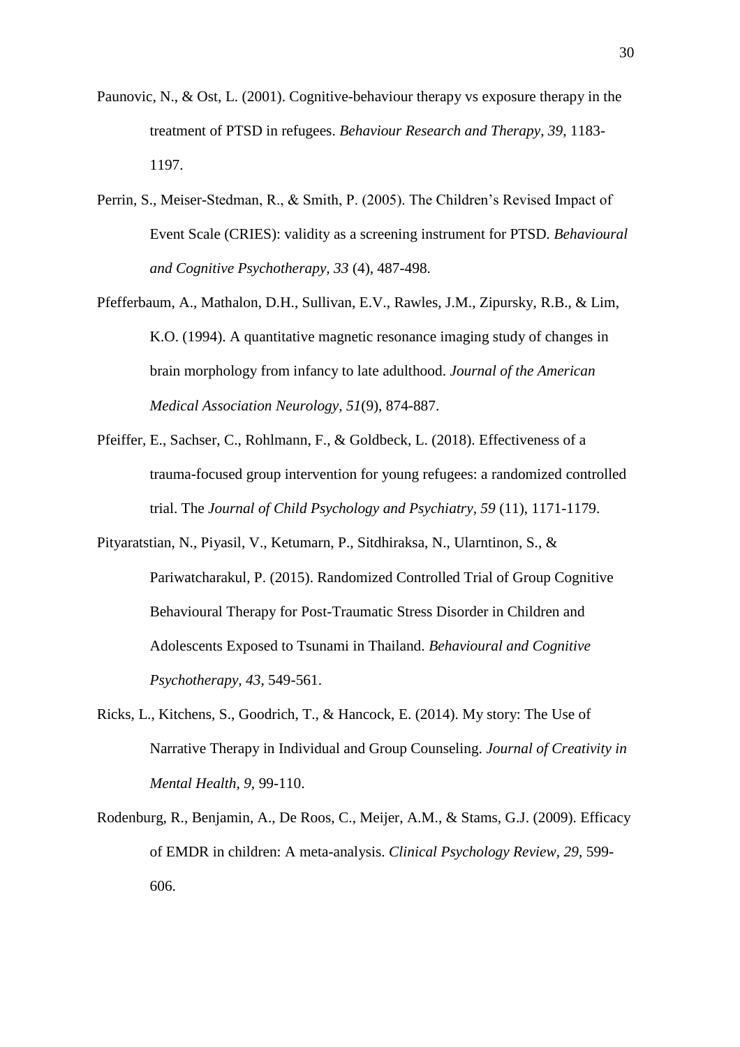Paunovic, N., & Ost, L. (2001). Cognitive-behaviour therapy vs exposure therapy in the treatment of PTSD in refugees. *Behaviour Research and Therapy, 39,* 1183-1197.

Perrin, S., Meiser-Stedman, R., & Smith, P. (2005). The Children's Revised Impact of Event Scale (CRIES): validity as a screening instrument for PTSD. *Behavioural and Cognitive Psychotherapy, 33* (4), 487-498.

Pfefferbaum, A., Mathalon, D.H., Sullivan, E.V., Rawles, J.M., Zipursky, R.B., & Lim, K.O. (1994). A quantitative magnetic resonance imaging study of changes in brain morphology from infancy to late adulthood. *Journal of the American Medical Association Neurology, 51*(9), 874-887.

Pfeiffer, E., Sachser, C., Rohlmann, F., & Goldbeck, L. (2018). Effectiveness of a trauma-focused group intervention for young refugees: a randomized controlled trial. The *Journal of Child Psychology and Psychiatry, 59* (11), 1171-1179.

Pityaratstian, N., Piyasil, V., Ketumarn, P., Sitdhiraksa, N., Ularntinon, S., & Pariwatcharakul, P. (2015). Randomized Controlled Trial of Group Cognitive Behavioural Therapy for Post-Traumatic Stress Disorder in Children and Adolescents Exposed to Tsunami in Thailand. *Behavioural and Cognitive Psychotherapy, 43*, 549-561.

Ricks, L., Kitchens, S., Goodrich, T., & Hancock, E. (2014). My story: The Use of Narrative Therapy in Individual and Group Counseling. *Journal of Creativity in Mental Health, 9,* 99-110.

Rodenburg, R., Benjamin, A., De Roos, C., Meijer, A.M., & Stams, G.J. (2009). Efficacy of EMDR in children: A meta-analysis. *Clinical Psychology Review, 29*, 599-606.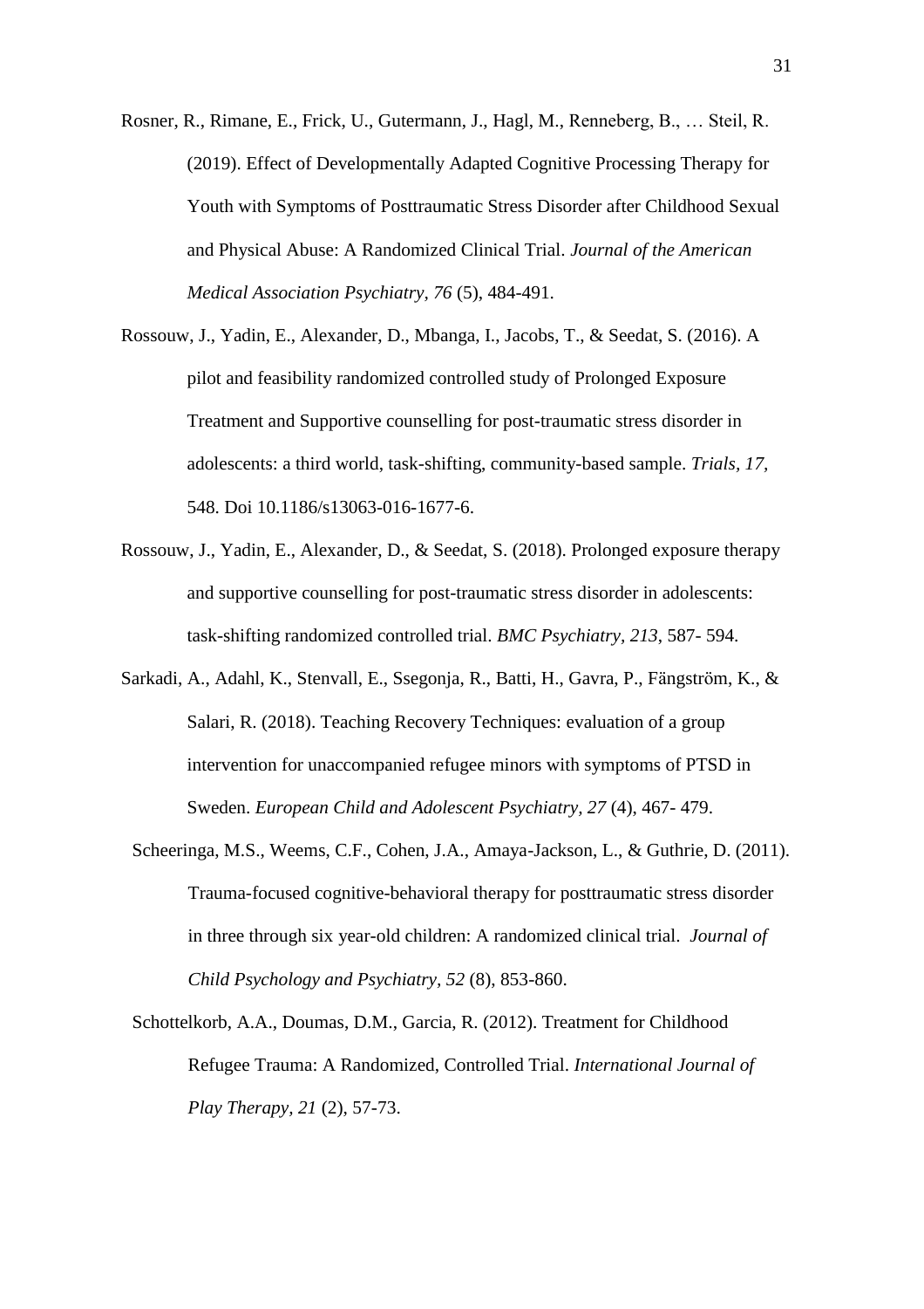Rosner, R., Rimane, E., Frick, U., Gutermann, J., Hagl, M., Renneberg, B., … Steil, R. (2019). Effect of Developmentally Adapted Cognitive Processing Therapy for Youth with Symptoms of Posttraumatic Stress Disorder after Childhood Sexual and Physical Abuse: A Randomized Clinical Trial. *Journal of the American Medical Association Psychiatry, 76* (5), 484-491.

Rossouw, J., Yadin, E., Alexander, D., Mbanga, I., Jacobs, T., & Seedat, S. (2016). A pilot and feasibility randomized controlled study of Prolonged Exposure Treatment and Supportive counselling for post-traumatic stress disorder in adolescents: a third world, task-shifting, community-based sample. *Trials, 17*, 548. Doi 10.1186/s13063-016-1677-6.

Rossouw, J., Yadin, E., Alexander, D., & Seedat, S. (2018). Prolonged exposure therapy and supportive counselling for post-traumatic stress disorder in adolescents: task-shifting randomized controlled trial. *BMC Psychiatry, 213*, 587- 594.

Sarkadi, A., Adahl, K., Stenvall, E., Ssegonja, R., Batti, H., Gavra, P., Fängström, K., & Salari, R. (2018). Teaching Recovery Techniques: evaluation of a group intervention for unaccompanied refugee minors with symptoms of PTSD in Sweden. *European Child and Adolescent Psychiatry, 27* (4), 467- 479.

Scheeringa, M.S., Weems, C.F., Cohen, J.A., Amaya-Jackson, L., & Guthrie, D. (2011). Trauma-focused cognitive-behavioral therapy for posttraumatic stress disorder in three through six year-old children: A randomized clinical trial. *Journal of Child Psychology and Psychiatry, 52* (8), 853-860.

Schottelkorb, A.A., Doumas, D.M., Garcia, R. (2012). Treatment for Childhood Refugee Trauma: A Randomized, Controlled Trial. *International Journal of Play Therapy, 21* (2), 57-73.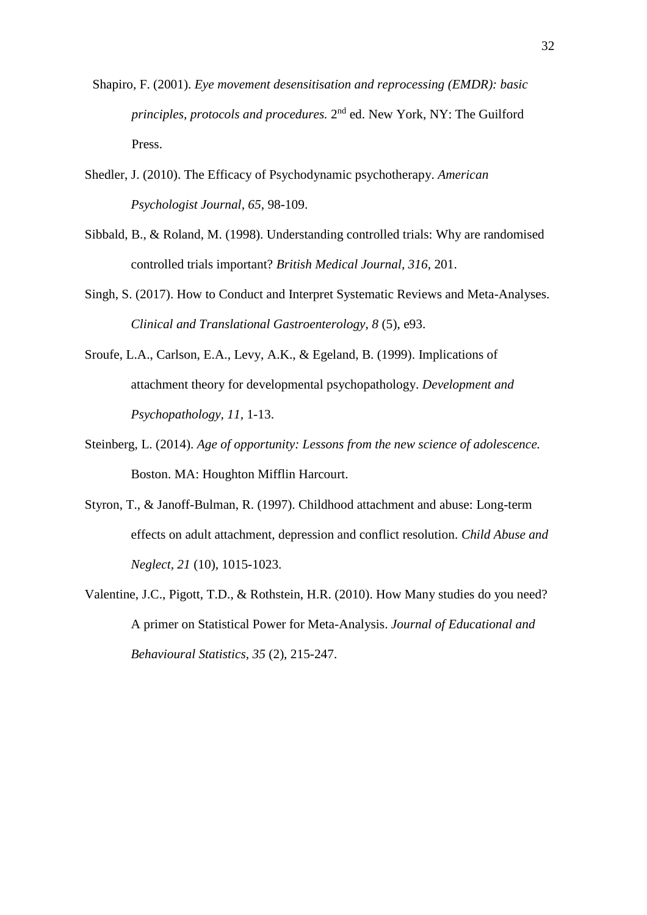Shapiro, F. (2001). *Eye movement desensitisation and reprocessing (EMDR): basic principles, protocols and procedures.* 2nd ed. New York, NY: The Guilford Press.

Shedler, J. (2010). The Efficacy of Psychodynamic psychotherapy. *American Psychologist Journal*, *65*, 98-109.

Sibbald, B., & Roland, M. (1998). Understanding controlled trials: Why are randomised controlled trials important? *British Medical Journal, 316*, 201.

Singh, S. (2017). How to Conduct and Interpret Systematic Reviews and Meta-Analyses. *Clinical and Translational Gastroenterology, 8* (5), e93.

Sroufe, L.A., Carlson, E.A., Levy, A.K., & Egeland, B. (1999). Implications of attachment theory for developmental psychopathology. *Development and Psychopathology, 11*, 1-13.

Steinberg, L. (2014). *Age of opportunity: Lessons from the new science of adolescence.* Boston. MA: Houghton Mifflin Harcourt.

Styron, T., & Janoff-Bulman, R. (1997). Childhood attachment and abuse: Long-term effects on adult attachment, depression and conflict resolution. *Child Abuse and Neglect, 21* (10), 1015-1023.

Valentine, J.C., Pigott, T.D., & Rothstein, H.R. (2010). How Many studies do you need? A primer on Statistical Power for Meta-Analysis. *Journal of Educational and Behavioural Statistics, 35* (2), 215-247.